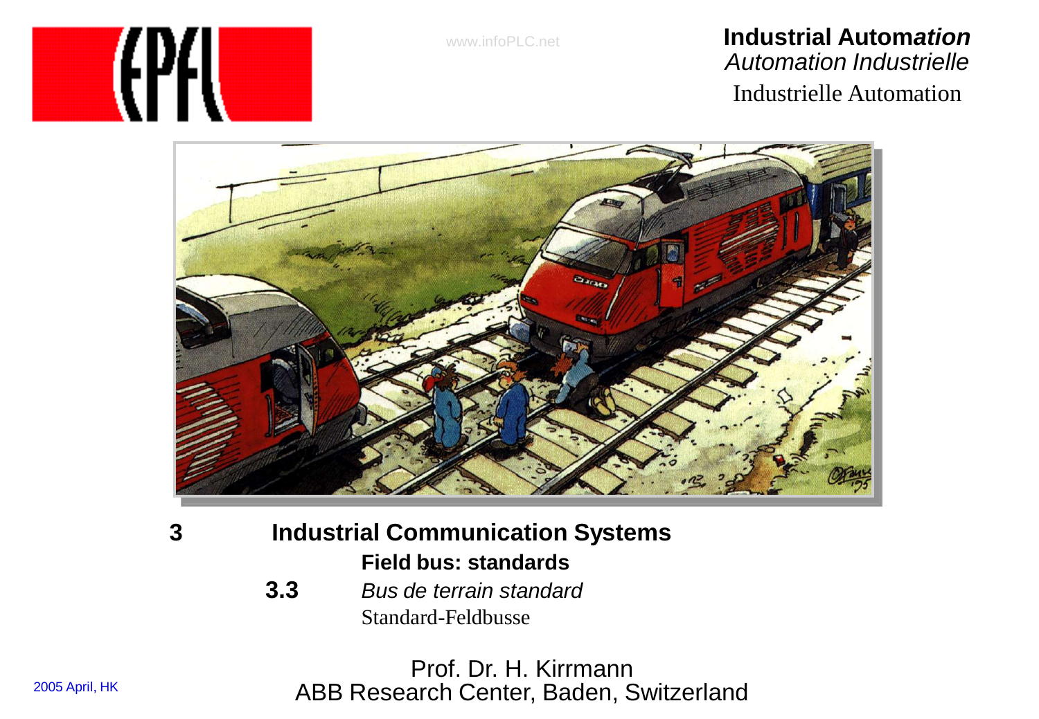**Industrial Automation**
*Automation Industrielle*
Industrielle Automation

# 3 Industrial Communication Systems

## 3.3 Field bus: standards

*Bus de terrain standard*

Standard-Feldbusse

Prof. Dr. H. Kirrmann
ABB Research Center, Baden, Switzerland

2005 April, HK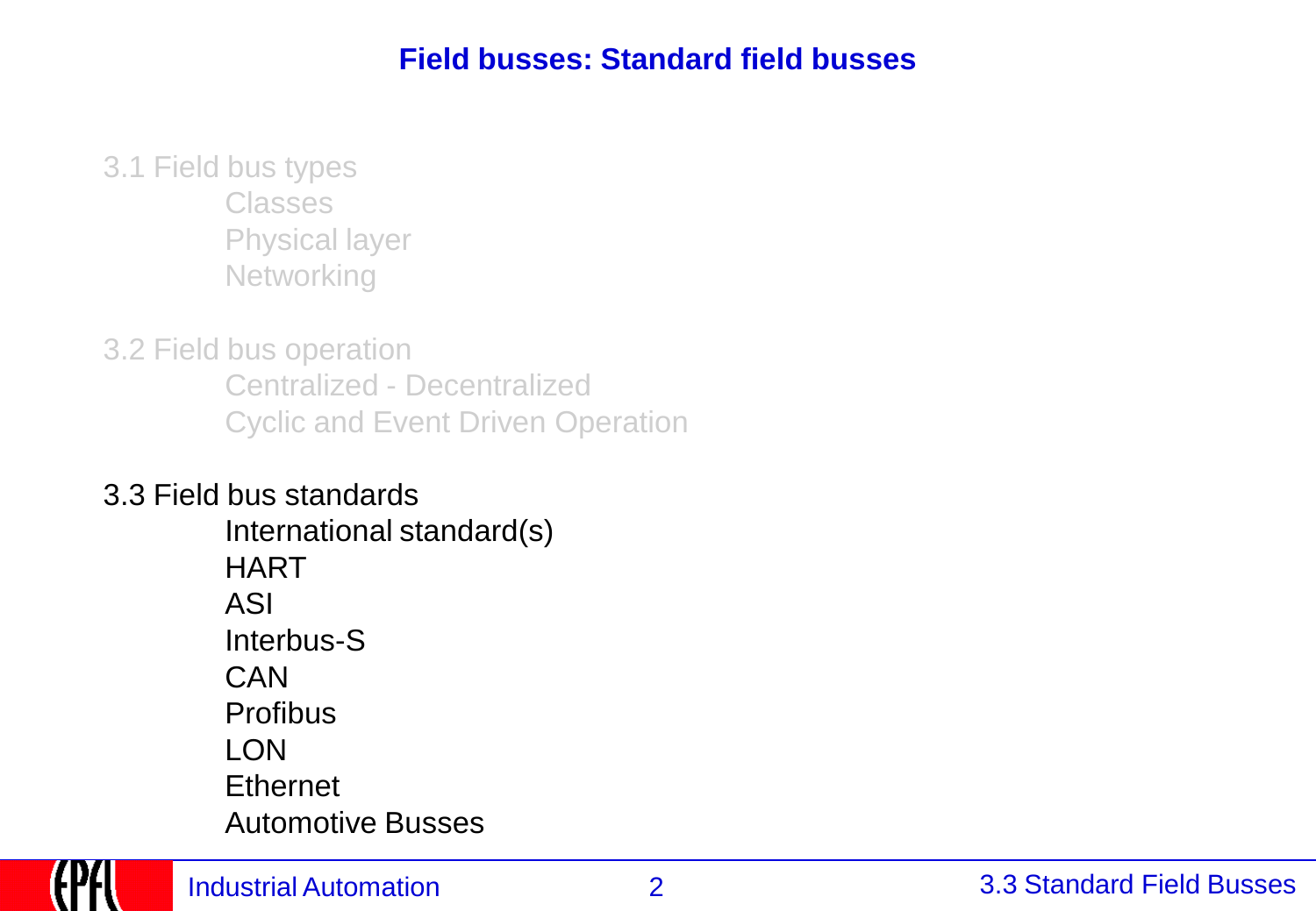# Field busses: Standard field busses

3.1 Field bus types
- Classes
- Physical layer
- Networking

3.2 Field bus operation
- Centralized - Decentralized
- Cyclic and Event Driven Operation

3.3 Field bus standards
- International standard(s)
- HART
- ASI
- Interbus-S
- CAN
- Profibus
- LON
- Ethernet
- Automotive Busses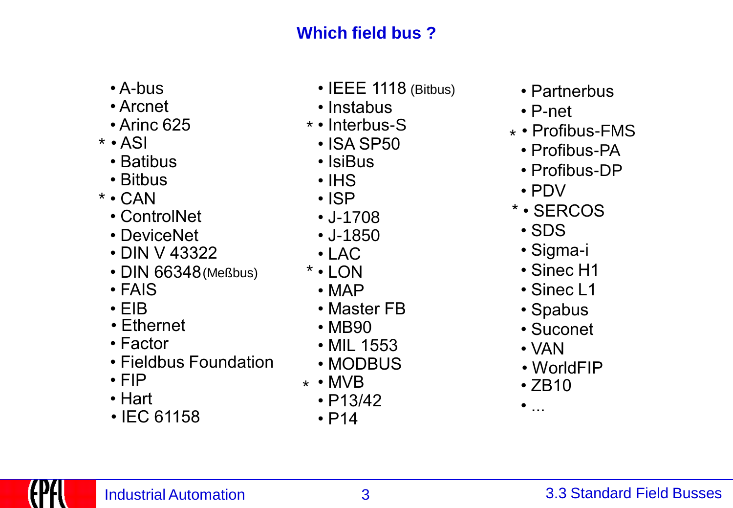# Which field bus ?

- A-bus
- Arcnet
- Arinc 625
- * ASI
- Batibus
- Bitbus
- * CAN
- ControlNet
- DeviceNet
- DIN V 43322
- DIN 66348 (Meßbus)
- FAIS
- EIB
- Ethernet
- Factor
- Fieldbus Foundation
- FIP
- Hart
- IEC 61158
- IEEE 1118 (Bitbus)
- Instabus
- * Interbus-S
- ISA SP50
- IsiBus
- IHS
- ISP
- J-1708
- J-1850
- LAC
- * LON
- MAP
- Master FB
- MB90
- MIL 1553
- MODBUS
- * MVB
- P13/42
- P14
- Partnerbus
- P-net
- * Profibus-FMS
- Profibus-PA
- Profibus-DP
- PDV
- * SERCOS
- SDS
- Sigma-i
- Sinec H1
- Sinec L1
- Spabus
- Suconet
- VAN
- WorldFIP
- ZB10
- ...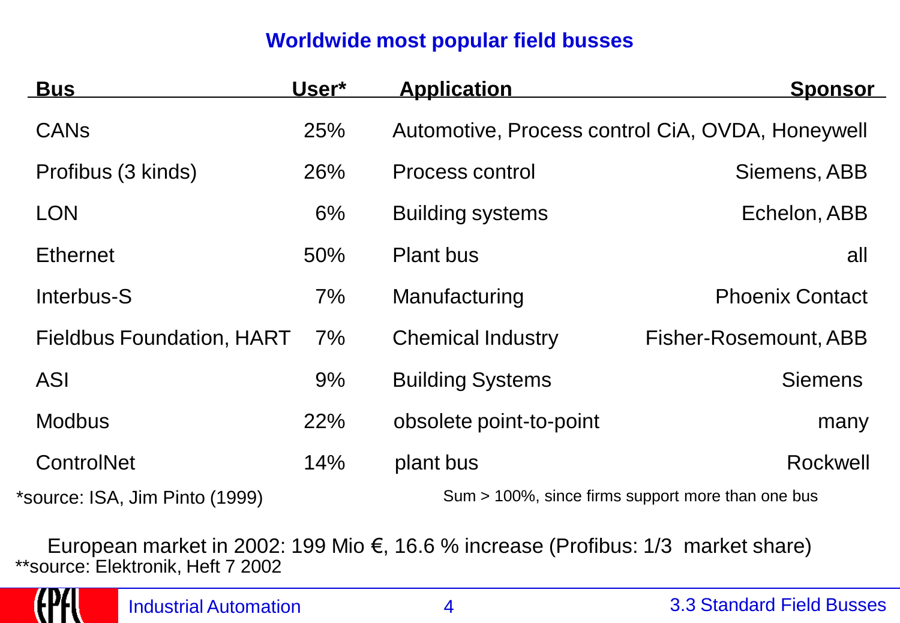## Worldwide most popular field busses

| Bus | User* | Application | Sponsor |
|---|---|---|---|
| CANs | 25% | Automotive, Process control | CiA, OVDA, Honeywell |
| Profibus (3 kinds) | 26% | Process control | Siemens, ABB |
| LON | 6% | Building systems | Echelon, ABB |
| Ethernet | 50% | Plant bus | all |
| Interbus-S | 7% | Manufacturing | Phoenix Contact |
| Fieldbus Foundation, HART | 7% | Chemical Industry | Fisher-Rosemount, ABB |
| ASI | 9% | Building Systems | Siemens |
| Modbus | 22% | obsolete point-to-point | many |
| ControlNet | 14% | plant bus | Rockwell |

*source: ISA, Jim Pinto (1999)

Sum > 100%, since firms support more than one bus

European market in 2002: 199 Mio €, 16.6 % increase (Profibus: 1/3 market share)

**source: Elektronik, Heft 7 2002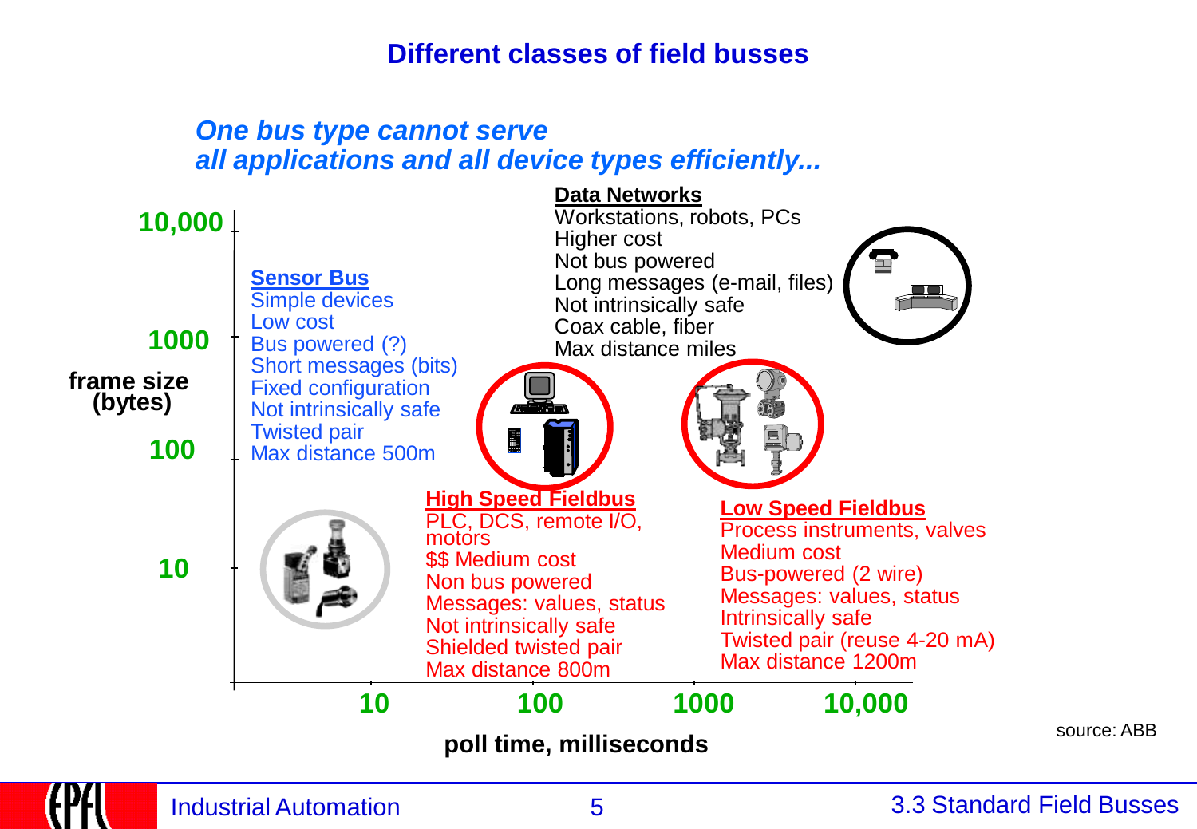# Different classes of field busses

*One bus type cannot serve all applications and all device types efficiently...*

**Data Networks**
- Workstations, robots, PCs
- Higher cost
- Not bus powered
- Long messages (e-mail, files)
- Not intrinsically safe
- Coax cable, fiber
- Max distance miles

**Sensor Bus**
- Simple devices
- Low cost
- Bus powered (?)
- Short messages (bits)
- Fixed configuration
- Not intrinsically safe
- Twisted pair
- Max distance 500m

**High Speed Fieldbus**
- PLC, DCS, remote I/O, motors
- $$ Medium cost
- Non bus powered
- Messages: values, status
- Not intrinsically safe
- Shielded twisted pair
- Max distance 800m

**Low Speed Fieldbus**
- Process instruments, valves
- Medium cost
- Bus-powered (2 wire)
- Messages: values, status
- Intrinsically safe
- Twisted pair (reuse 4-20 mA)
- Max distance 1200m

frame size (bytes): 10, 100, 1000, 10,000

poll time, milliseconds: 10, 100, 1000, 10,000

source: ABB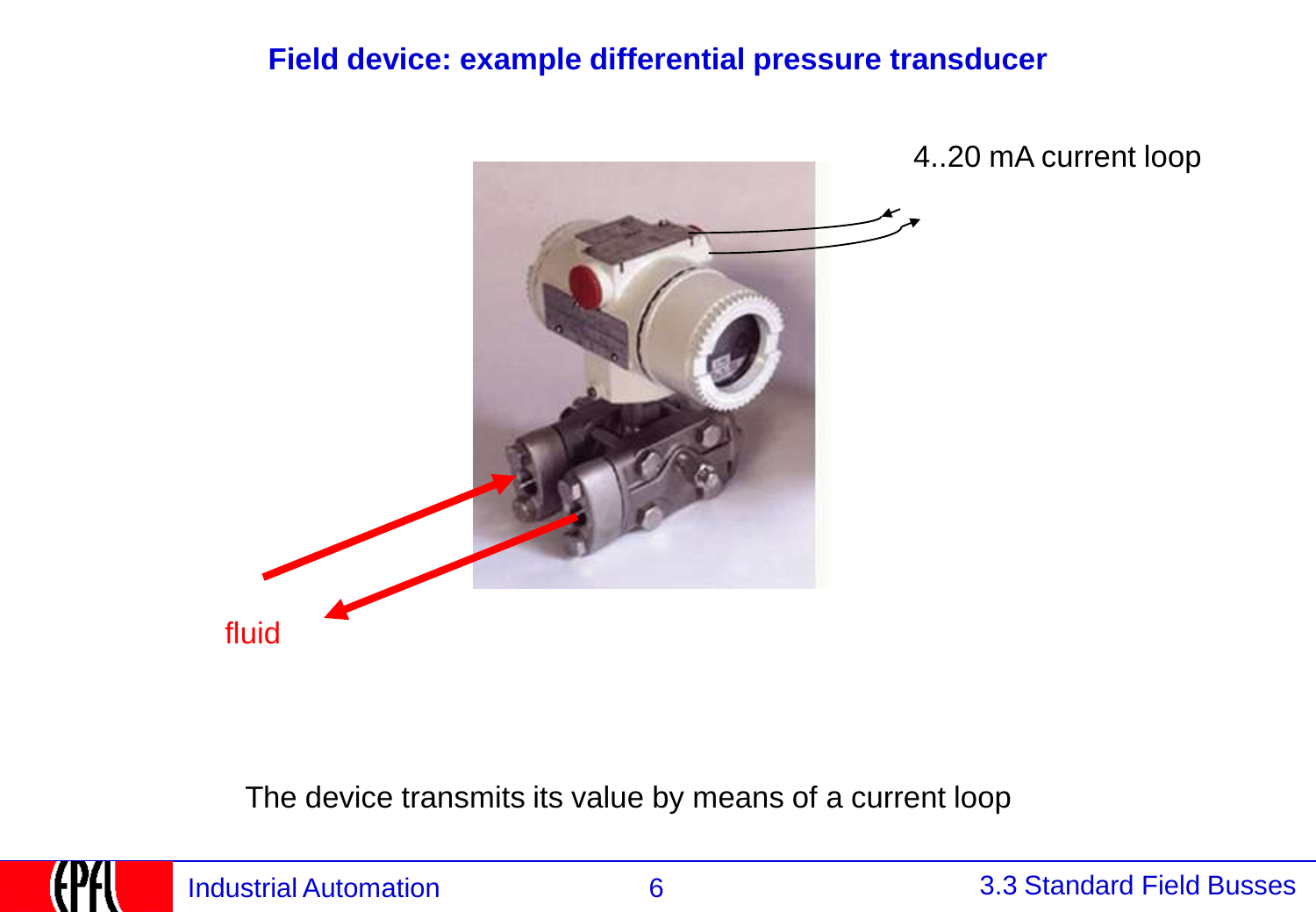# Field device: example differential pressure transducer

4..20 mA current loop

fluid

The device transmits its value by means of a current loop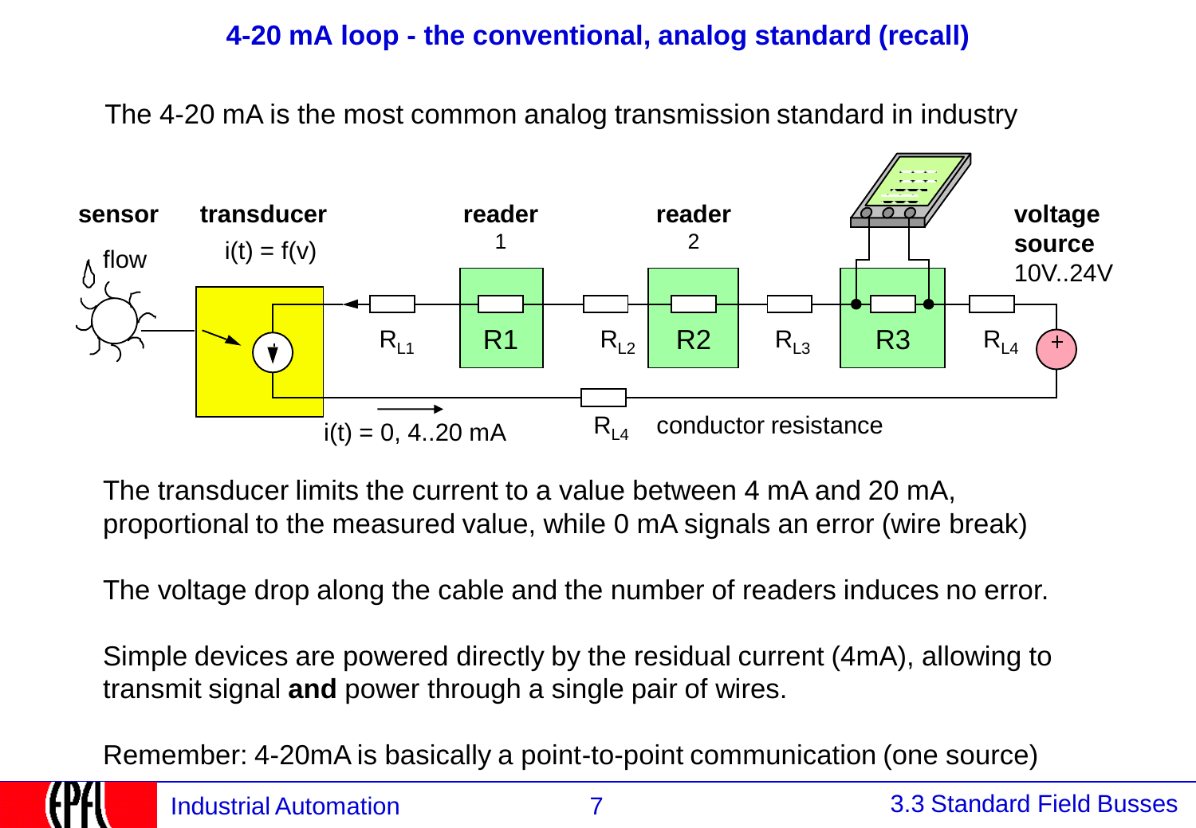# 4-20 mA loop - the conventional, analog standard (recall)

The 4-20 mA is the most common analog transmission standard in industry

**sensor** flow — **transducer** $i(t) = f(v)$ — **reader** 1 (R1) — **reader** 2 (R2) — R3 — **voltage source** 10V..24V

$R_{L1}$, $R_{L2}$, $R_{L3}$, $R_{L4}$

$i(t) = 0, 4..20$ mA

$R_{L4}$ conductor resistance

The transducer limits the current to a value between 4 mA and 20 mA, proportional to the measured value, while 0 mA signals an error (wire break)

The voltage drop along the cable and the number of readers induces no error.

Simple devices are powered directly by the residual current (4mA), allowing to transmit signal **and** power through a single pair of wires.

Remember: 4-20mA is basically a point-to-point communication (one source)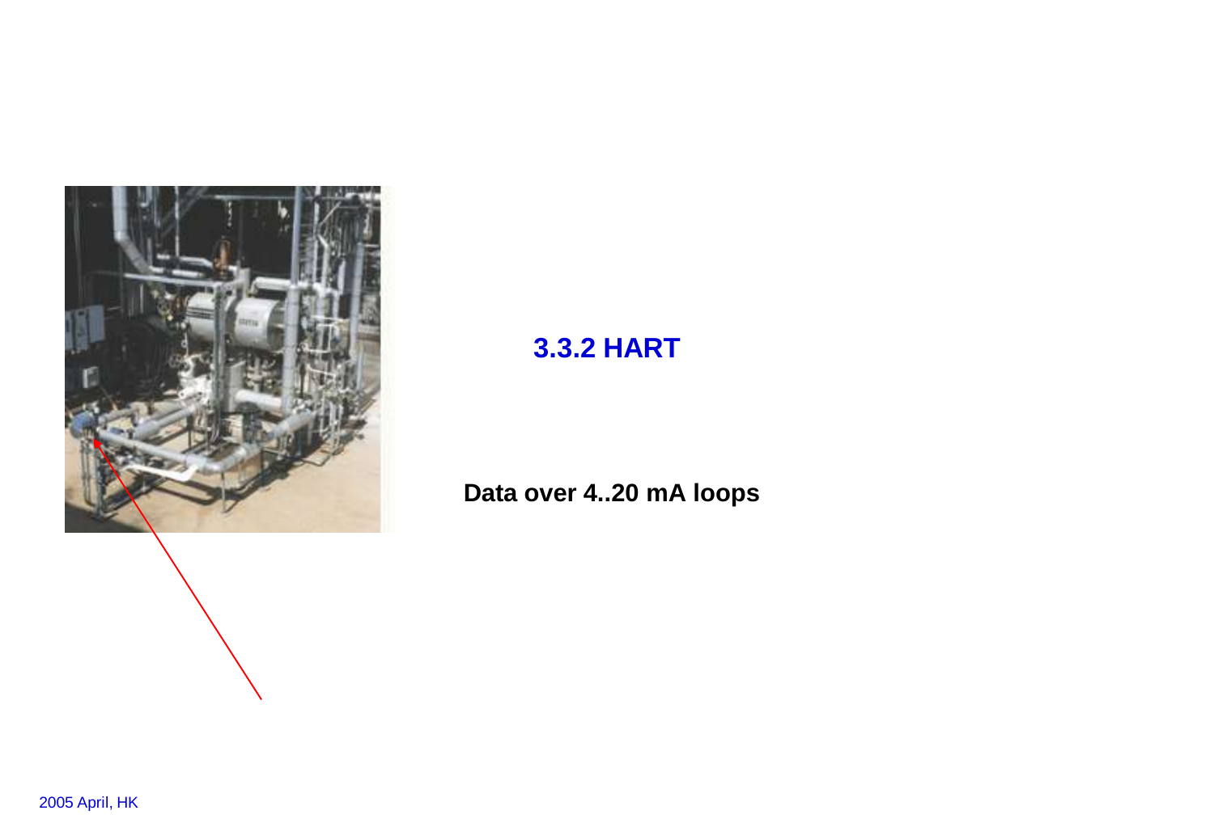### 3.3.2 HART

**Data over 4..20 mA loops**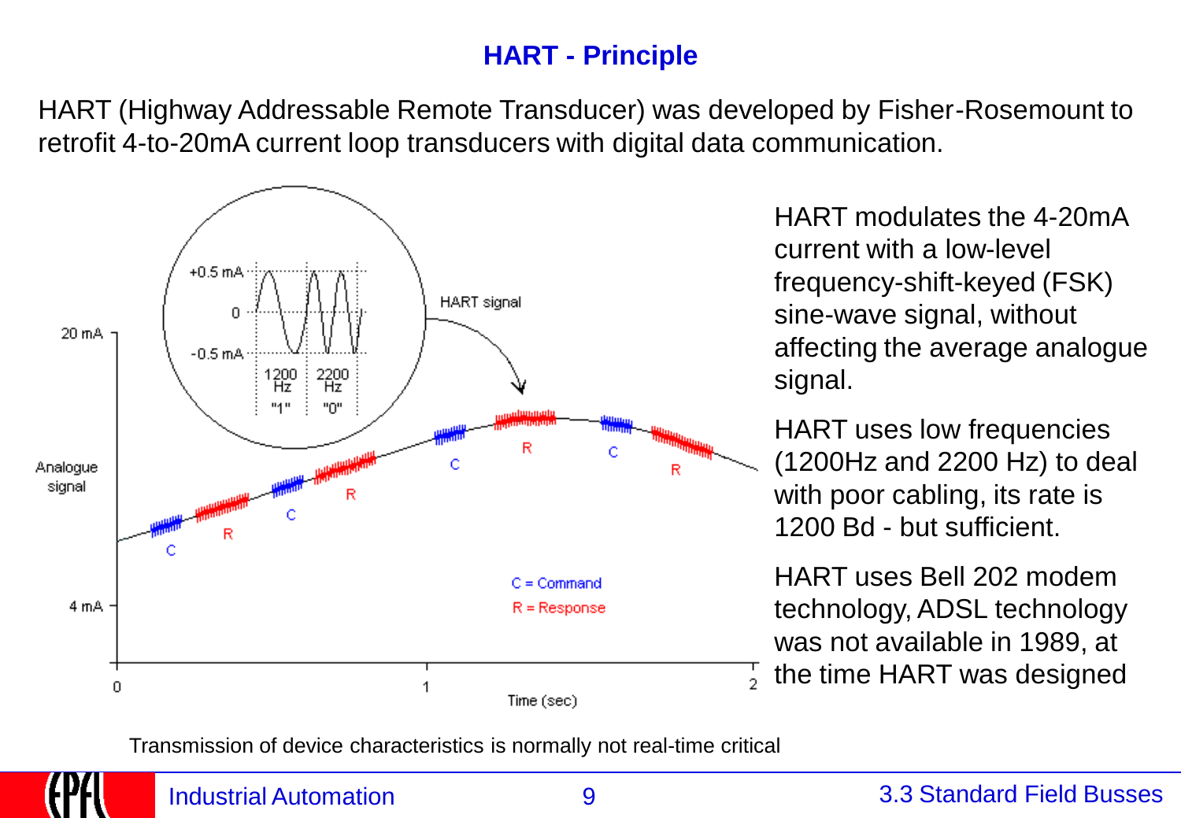# HART - Principle

HART (Highway Addressable Remote Transducer) was developed by Fisher-Rosemount to retrofit 4-to-20mA current loop transducers with digital data communication.

+0.5 mA
0
-0.5 mA
1200 Hz "1"
2200 Hz "0"
HART signal
20 mA
Analogue signal
4 mA
C = Command
R = Response
0
1
2
Time (sec)

HART modulates the 4-20mA current with a low-level frequency-shift-keyed (FSK) sine-wave signal, without affecting the average analogue signal.

HART uses low frequencies (1200Hz and 2200 Hz) to deal with poor cabling, its rate is 1200 Bd - but sufficient.

HART uses Bell 202 modem technology, ADSL technology was not available in 1989, at the time HART was designed

Transmission of device characteristics is normally not real-time critical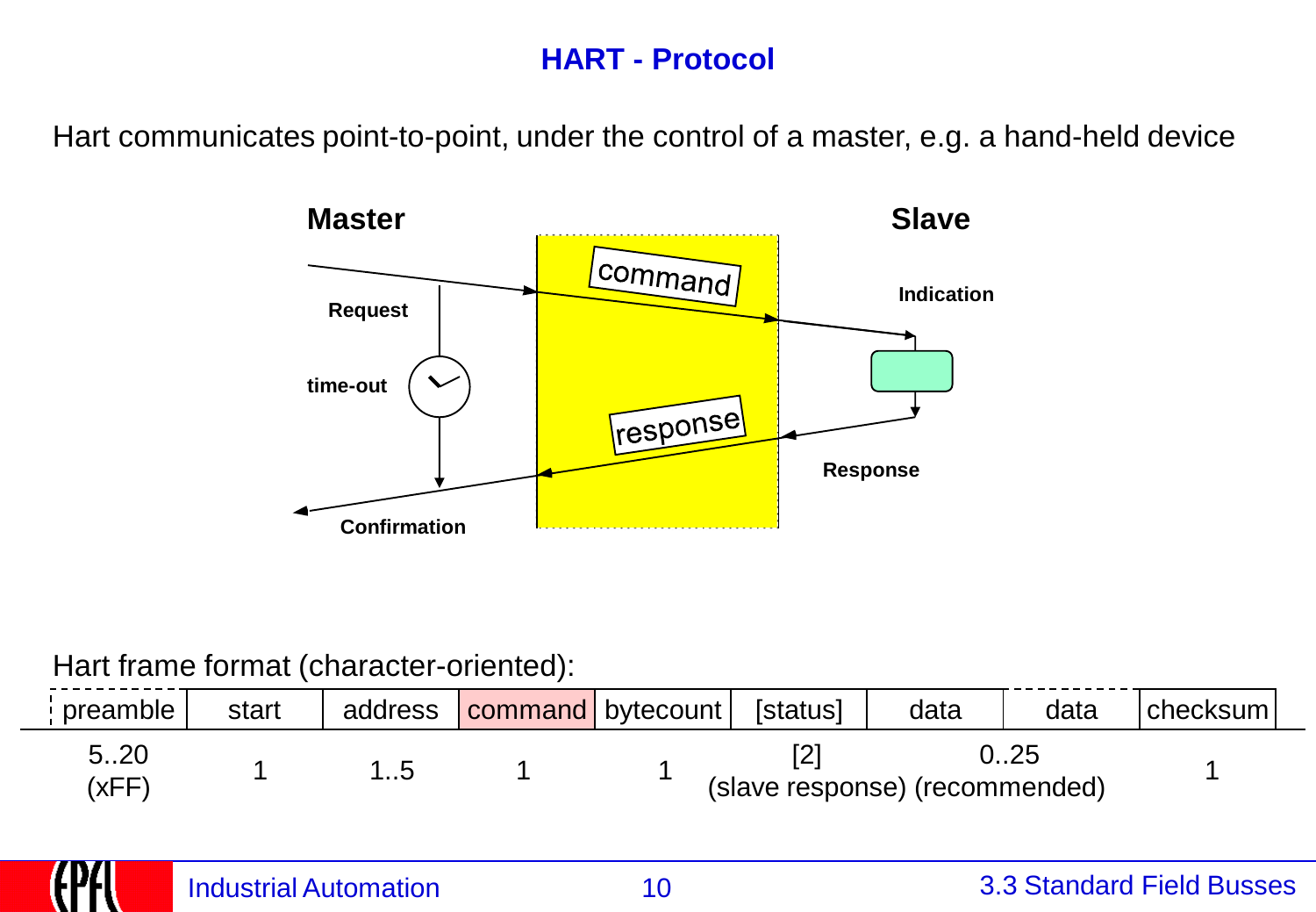# HART - Protocol

Hart communicates point-to-point, under the control of a master, e.g. a hand-held device

Master

Slave

Request

command

Indication

time-out

response

Response

Confirmation

Hart frame format (character-oriented):

| preamble | start | address | command | bytecount | [status] | data | data | checksum |
|---|---|---|---|---|---|---|---|---|
| 5..20 (xFF) | 1 | 1..5 | 1 | 1 | [2] (slave response) | 0..25 (recommended) | | 1 |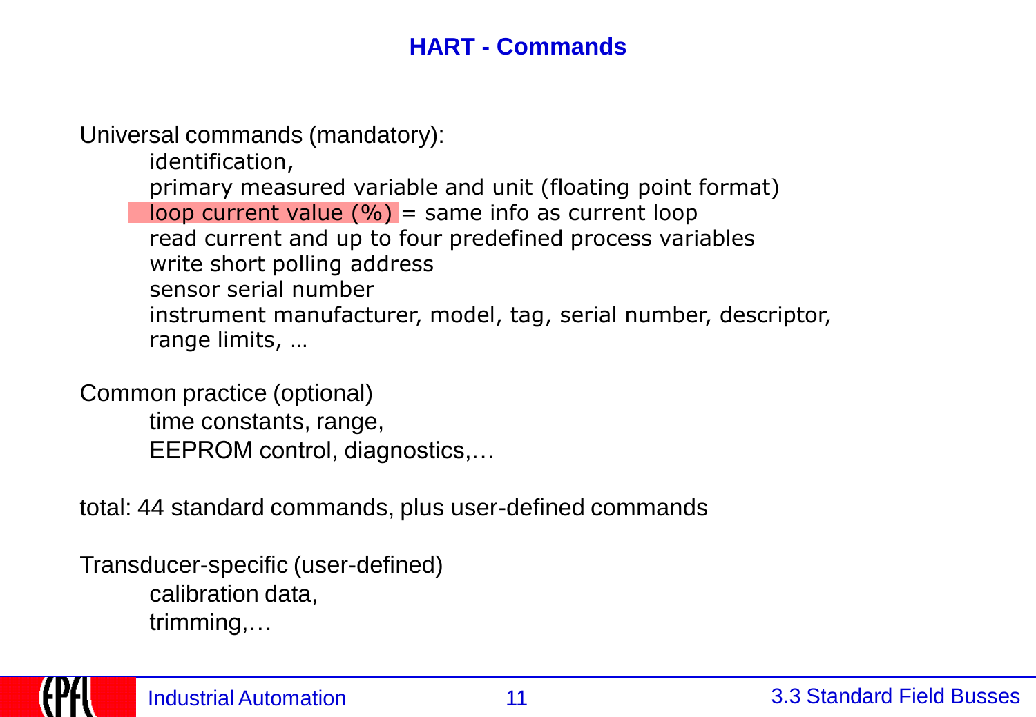# HART - Commands

Universal commands (mandatory):

- identification,
- primary measured variable and unit (floating point format)
- loop current value (%) = same info as current loop
- read current and up to four predefined process variables
- write short polling address
- sensor serial number
- instrument manufacturer, model, tag, serial number, descriptor, range limits, …

Common practice (optional)

- time constants, range,
- EEPROM control, diagnostics,…

total: 44 standard commands, plus user-defined commands

Transducer-specific (user-defined)

- calibration data,
- trimming,…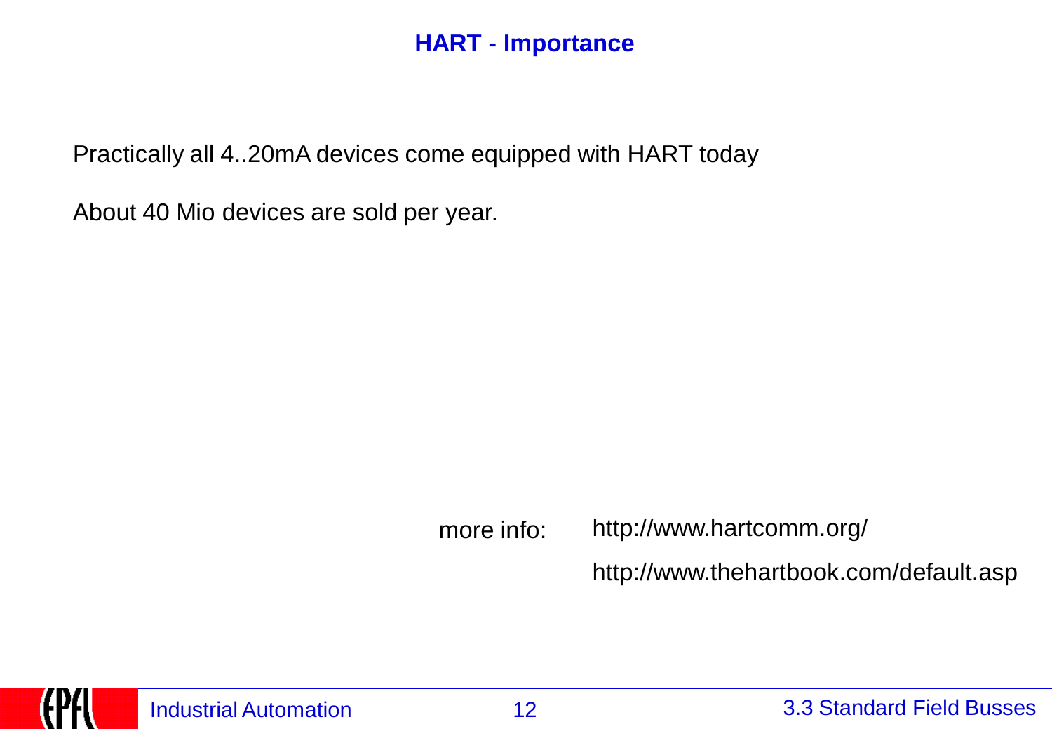# HART - Importance

Practically all 4..20mA devices come equipped with HART today

About 40 Mio devices are sold per year.

more info: http://www.hartcomm.org/

http://www.thehartbook.com/default.asp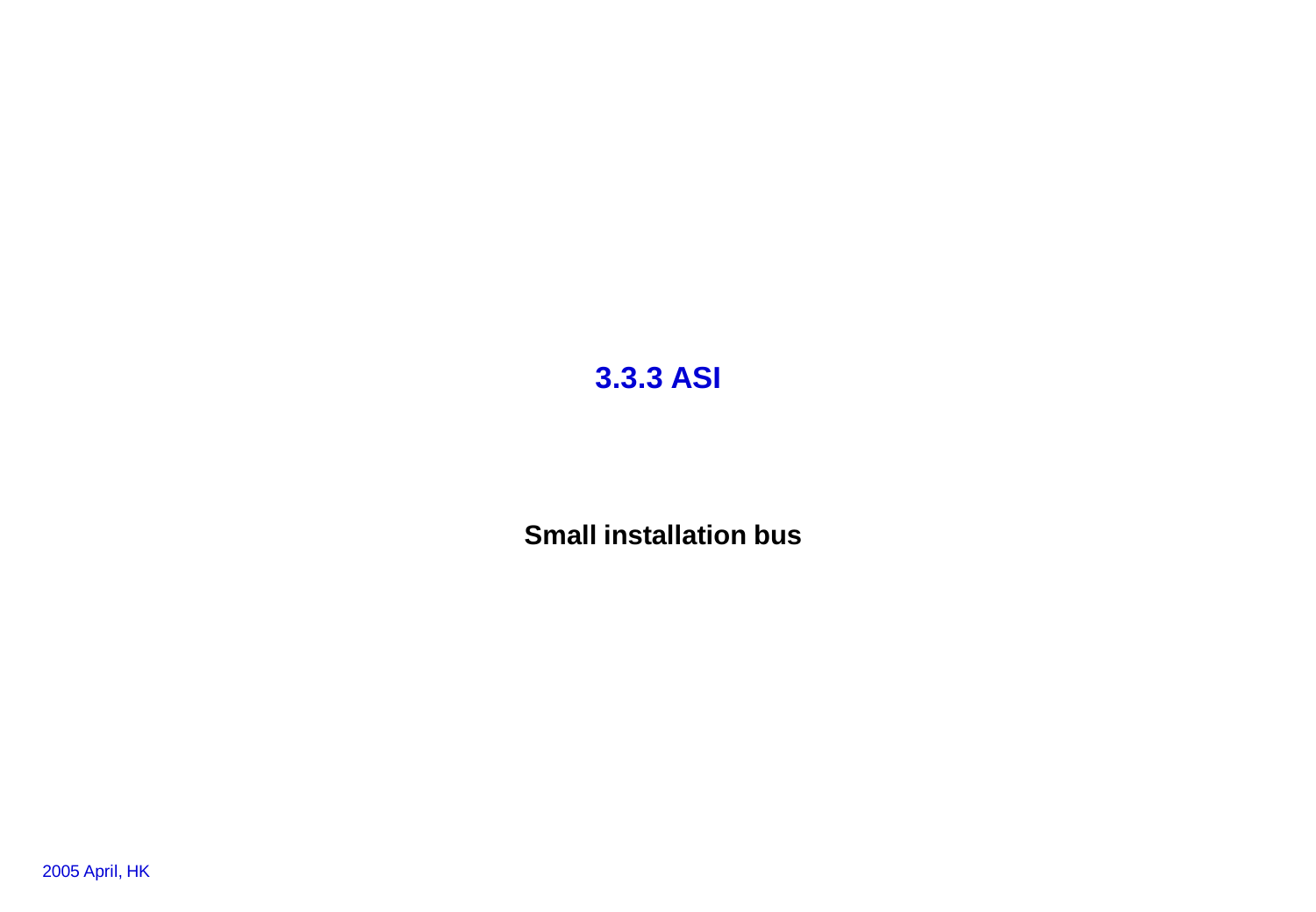### 3.3.3 ASI

**Small installation bus**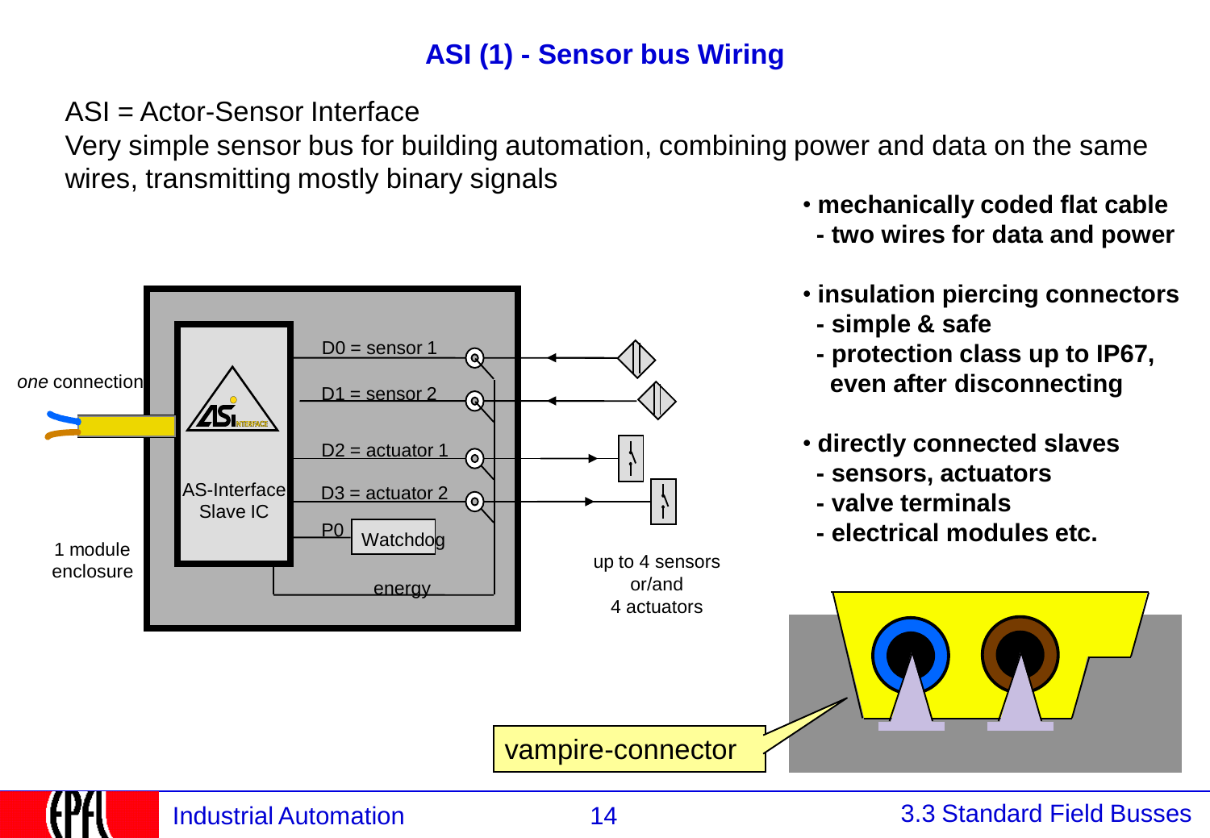# ASI (1) - Sensor bus Wiring

ASI = Actor-Sensor Interface

Very simple sensor bus for building automation, combining power and data on the same wires, transmitting mostly binary signals

- **mechanically coded flat cable**
  - **two wires for data and power**
- **insulation piercing connectors**
  - **simple & safe**
  - **protection class up to IP67, even after disconnecting**
- **directly connected slaves**
  - **sensors, actuators**
  - **valve terminals**
  - **electrical modules etc.**

*one* connection

1 module enclosure

AS-Interface Slave IC

D0 = sensor 1

D1 = sensor 2

D2 = actuator 1

D3 = actuator 2

P0 Watchdog

energy

up to 4 sensors or/and 4 actuators

vampire-connector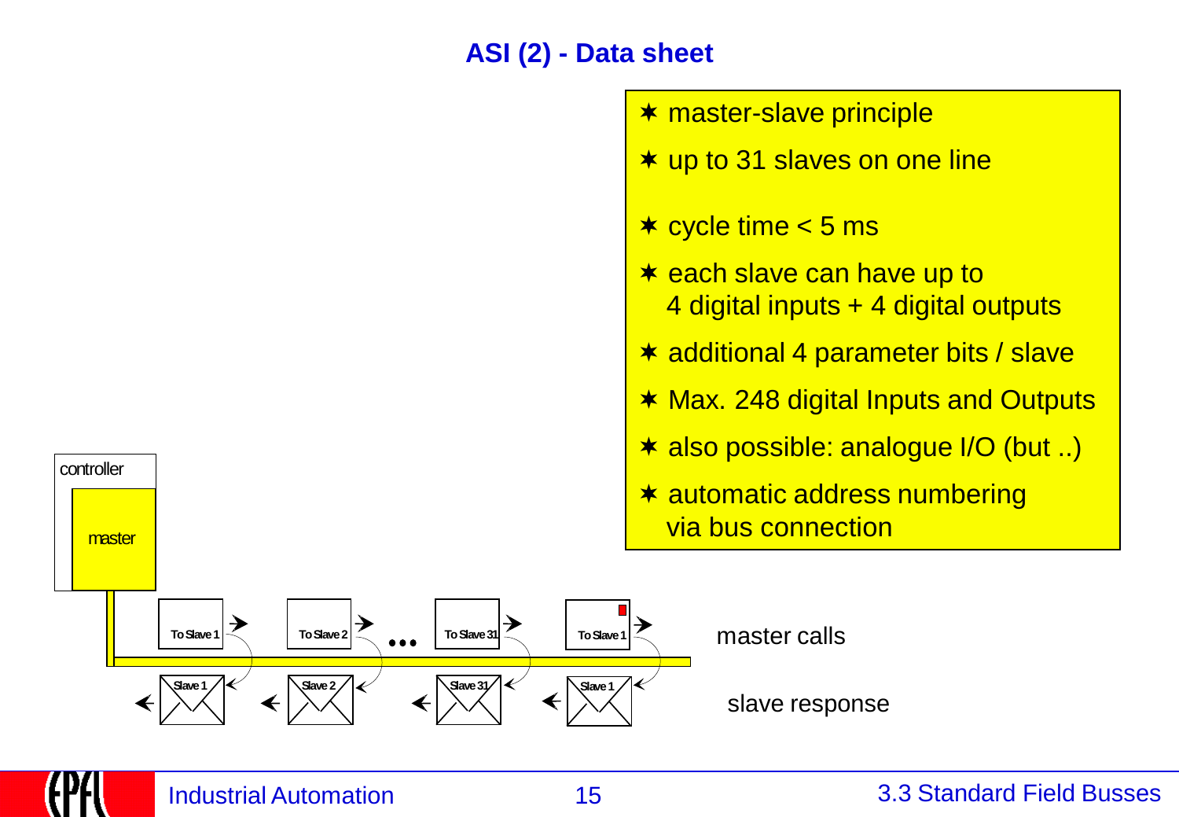# ASI (2) - Data sheet

- master-slave principle
- up to 31 slaves on one line
- cycle time < 5 ms
- each slave can have up to 4 digital inputs + 4 digital outputs
- additional 4 parameter bits / slave
- Max. 248 digital Inputs and Outputs
- also possible: analogue I/O (but ..)
- automatic address numbering via bus connection

controller

master

To Slave 1 | To Slave 2 | ... | To Slave 31 | To Slave 1 — master calls

Slave 1 | Slave 2 | Slave 31 | Slave 1 — slave response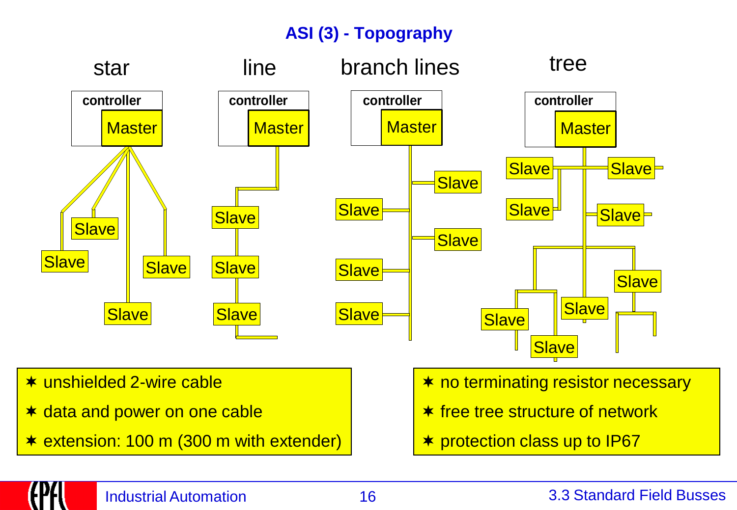# ASI (3) - Topography

star | line | branch lines | tree

- ✶ unshielded 2-wire cable
- ✶ data and power on one cable
- ✶ extension: 100 m (300 m with extender)

- ✶ no terminating resistor necessary
- ✶ free tree structure of network
- ✶ protection class up to IP67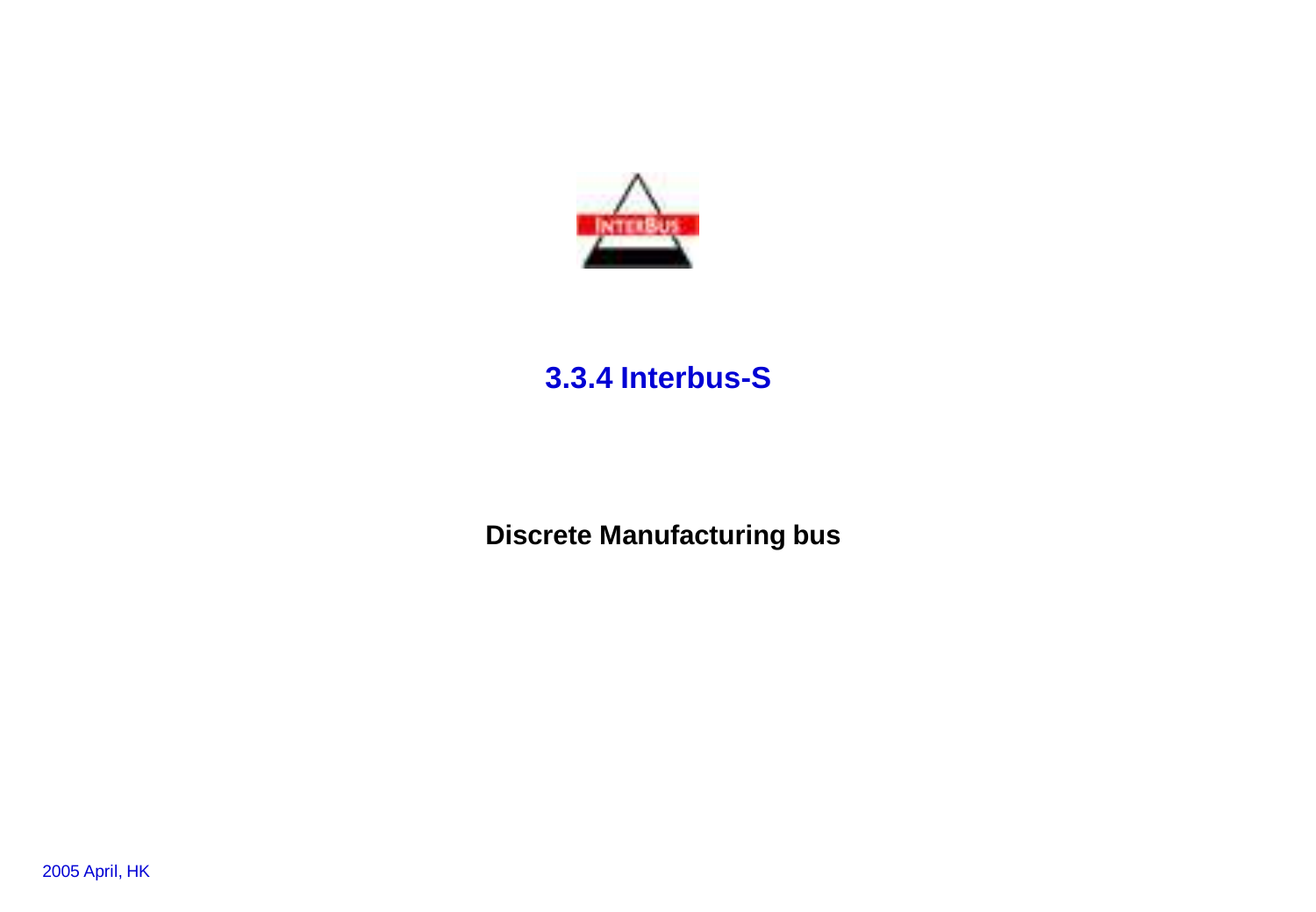# 3.3.4 Interbus-S

**Discrete Manufacturing bus**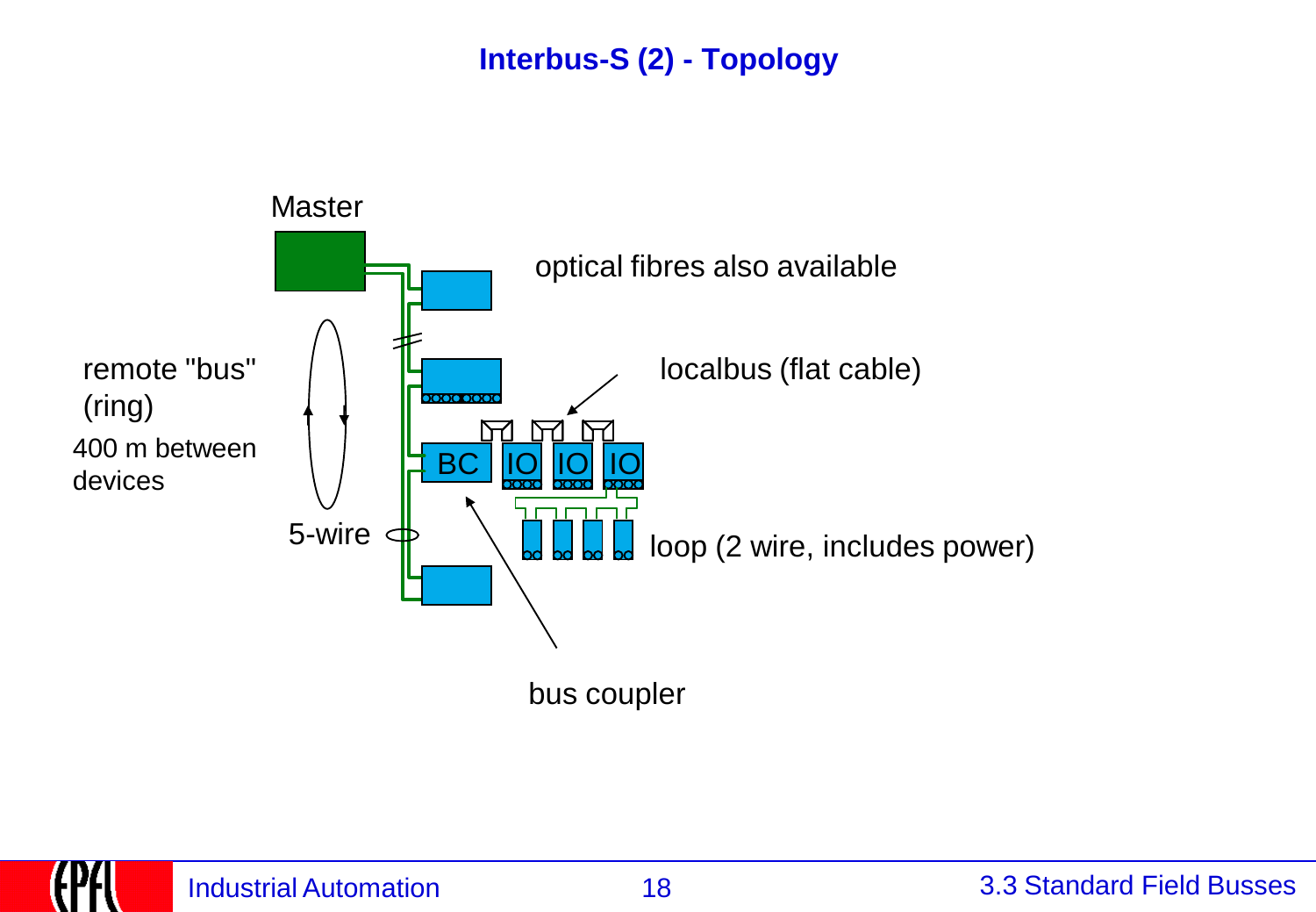# Interbus-S (2) - Topology

Master

optical fibres also available

remote "bus" (ring)

400 m between devices

localbus (flat cable)

BC IO IO IO

5-wire

loop (2 wire, includes power)

bus coupler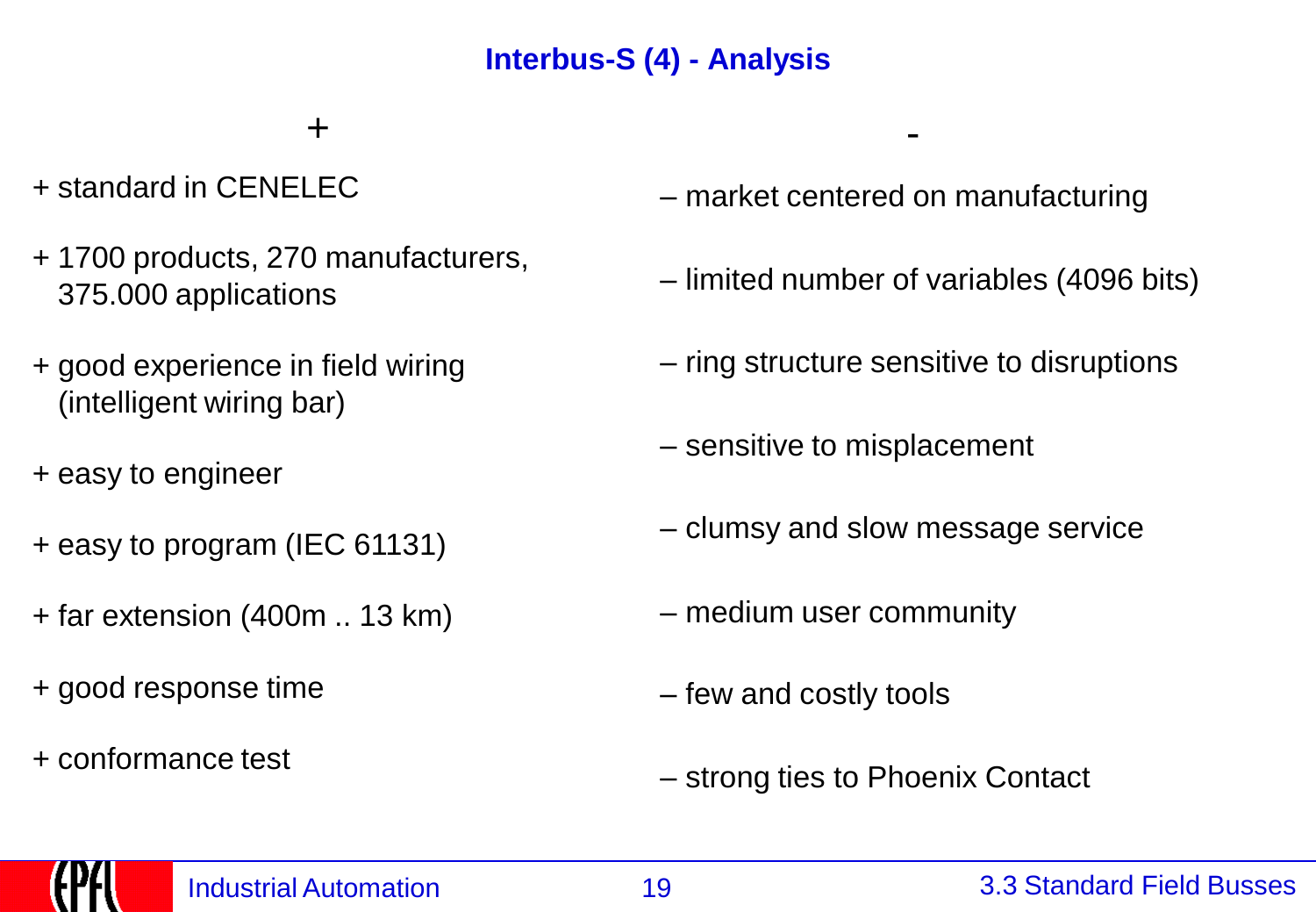# Interbus-S (4) - Analysis

| + | - |
| --- | --- |
| + standard in CENELEC | – market centered on manufacturing |
| + 1700 products, 270 manufacturers, 375.000 applications | – limited number of variables (4096 bits) |
| + good experience in field wiring (intelligent wiring bar) | – ring structure sensitive to disruptions |
| + easy to engineer | – sensitive to misplacement |
| + easy to program (IEC 61131) | – clumsy and slow message service |
| + far extension (400m .. 13 km) | – medium user community |
| + good response time | – few and costly tools |
| + conformance test | – strong ties to Phoenix Contact |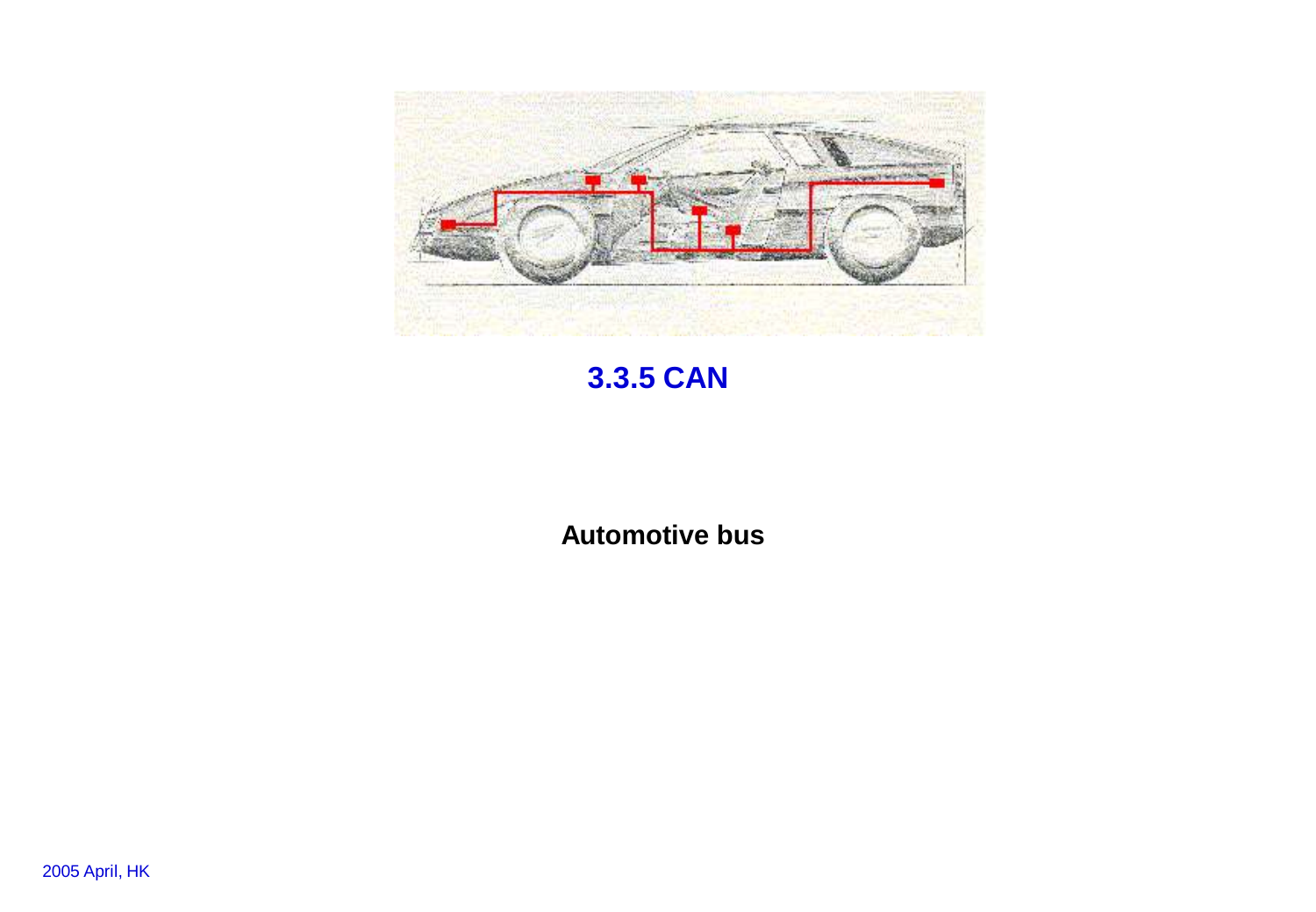## 3.3.5 CAN

**Automotive bus**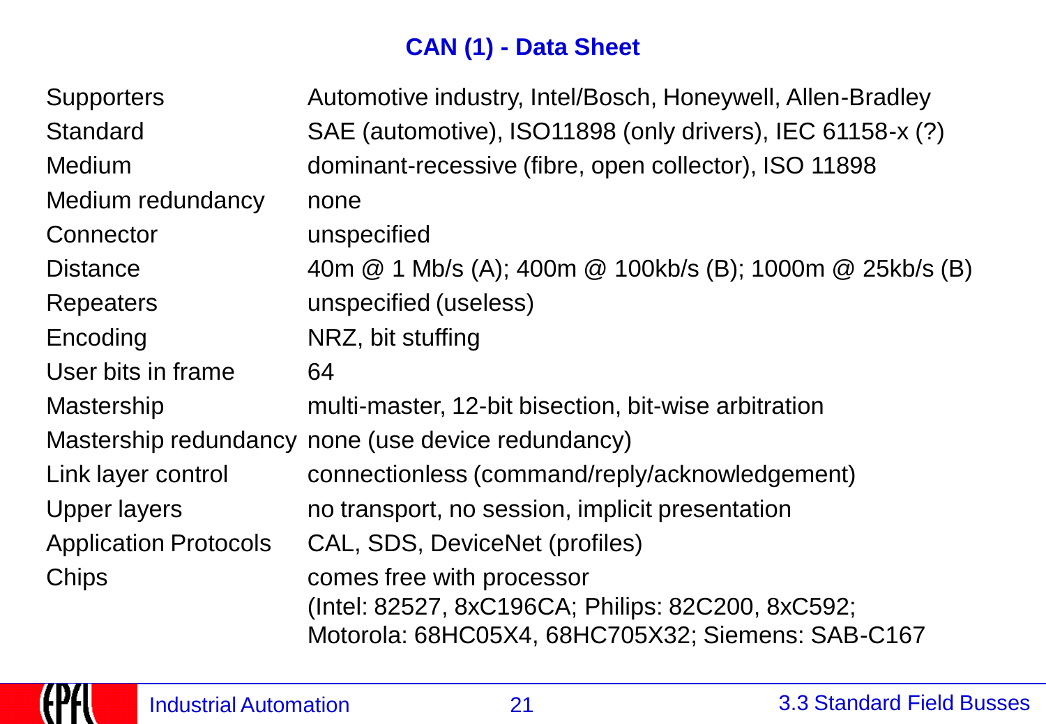# CAN (1) - Data Sheet

| | |
|---|---|
| Supporters | Automotive industry, Intel/Bosch, Honeywell, Allen-Bradley |
| Standard | SAE (automotive), ISO11898 (only drivers), IEC 61158-x (?) |
| Medium | dominant-recessive (fibre, open collector), ISO 11898 |
| Medium redundancy | none |
| Connector | unspecified |
| Distance | 40m @ 1 Mb/s (A); 400m @ 100kb/s (B); 1000m @ 25kb/s (B) |
| Repeaters | unspecified (useless) |
| Encoding | NRZ, bit stuffing |
| User bits in frame | 64 |
| Mastership | multi-master, 12-bit bisection, bit-wise arbitration |
| Mastership redundancy | none (use device redundancy) |
| Link layer control | connectionless (command/reply/acknowledgement) |
| Upper layers | no transport, no session, implicit presentation |
| Application Protocols | CAL, SDS, DeviceNet (profiles) |
| Chips | comes free with processor (Intel: 82527, 8xC196CA; Philips: 82C200, 8xC592; Motorola: 68HC05X4, 68HC705X32; Siemens: SAB-C167 |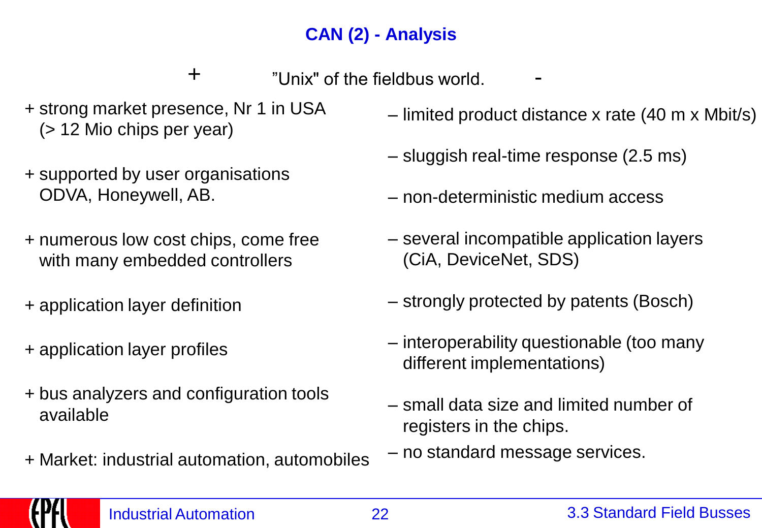# CAN (2) - Analysis

\+ "Unix" of the fieldbus world. -

\+ strong market presence, Nr 1 in USA (> 12 Mio chips per year)

\+ supported by user organisations ODVA, Honeywell, AB.

\+ numerous low cost chips, come free with many embedded controllers

\+ application layer definition

\+ application layer profiles

\+ bus analyzers and configuration tools available

\+ Market: industrial automation, automobiles

– limited product distance x rate (40 m x Mbit/s)

– sluggish real-time response (2.5 ms)

– non-deterministic medium access

– several incompatible application layers (CiA, DeviceNet, SDS)

– strongly protected by patents (Bosch)

– interoperability questionable (too many different implementations)

– small data size and limited number of registers in the chips.

– no standard message services.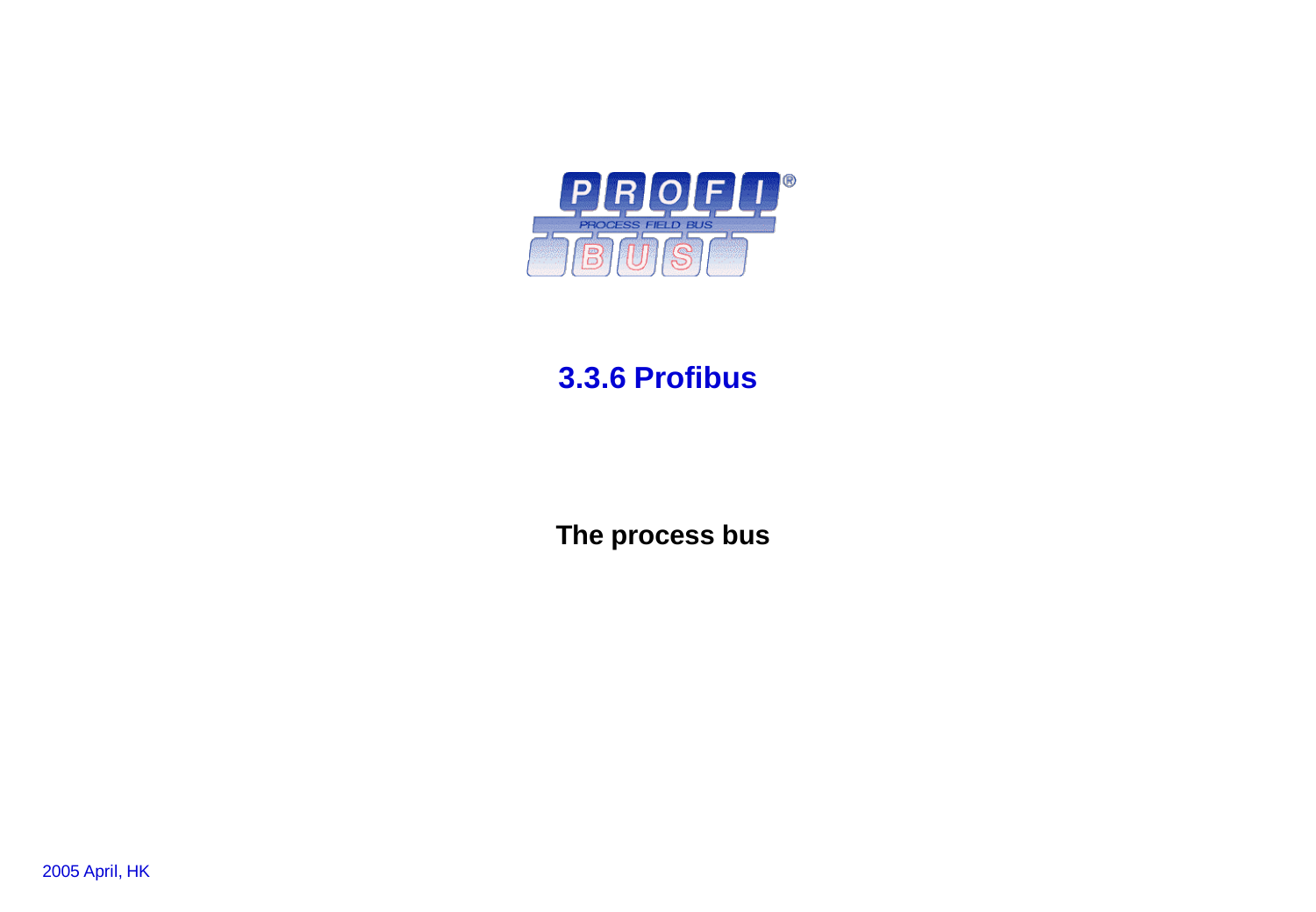# 3.3.6 Profibus

**The process bus**

2005 April, HK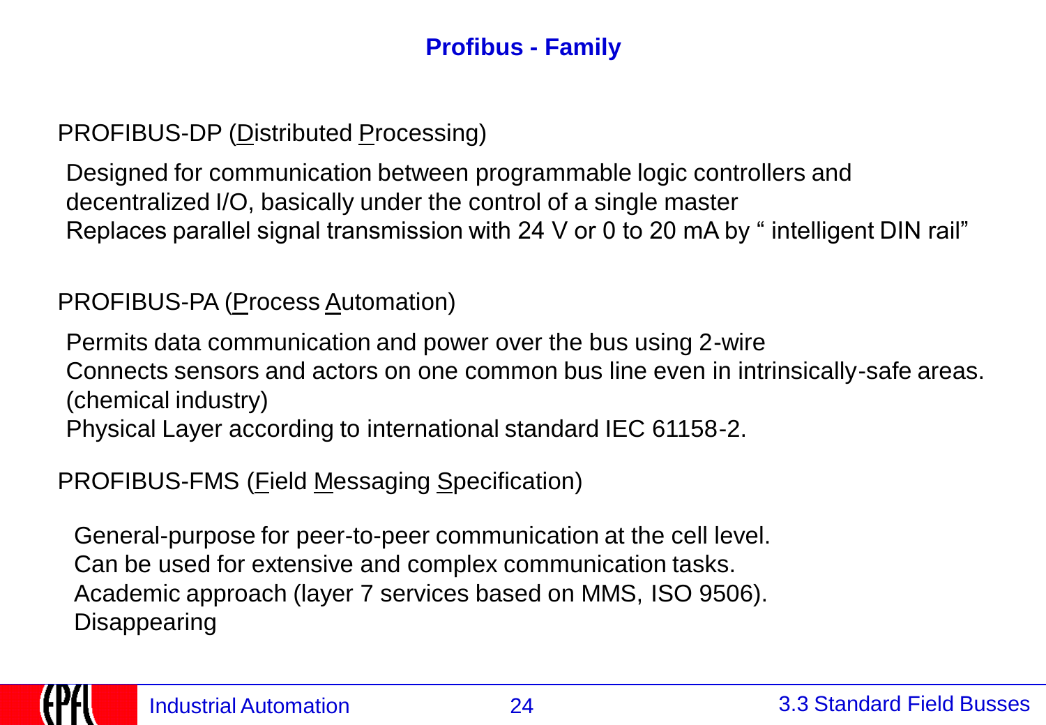# Profibus - Family

PROFIBUS-DP (Distributed Processing)

Designed for communication between programmable logic controllers and decentralized I/O, basically under the control of a single master
Replaces parallel signal transmission with 24 V or 0 to 20 mA by " intelligent DIN rail"

PROFIBUS-PA (Process Automation)

Permits data communication and power over the bus using 2-wire
Connects sensors and actors on one common bus line even in intrinsically-safe areas. (chemical industry)
Physical Layer according to international standard IEC 61158-2.

PROFIBUS-FMS (Field Messaging Specification)

General-purpose for peer-to-peer communication at the cell level.
Can be used for extensive and complex communication tasks.
Academic approach (layer 7 services based on MMS, ISO 9506).
Disappearing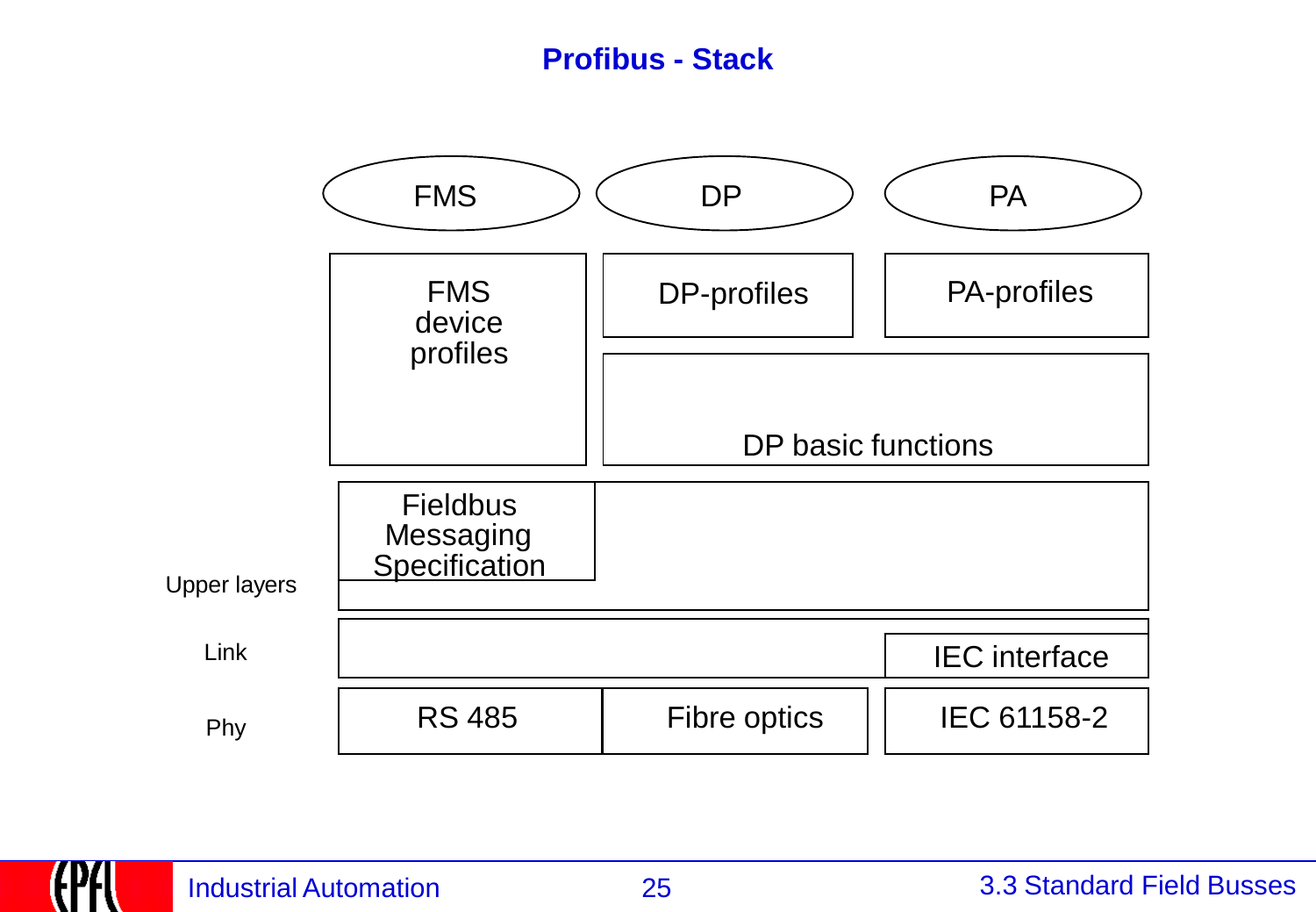# Profibus - Stack

| | FMS | DP | PA |
|---|---|---|---|
| | FMS device profiles | DP-profiles | PA-profiles |
| | | DP basic functions | |
| Upper layers | Fieldbus Messaging Specification | | |
| Link | | | IEC interface |
| Phy | RS 485 | Fibre optics | IEC 61158-2 |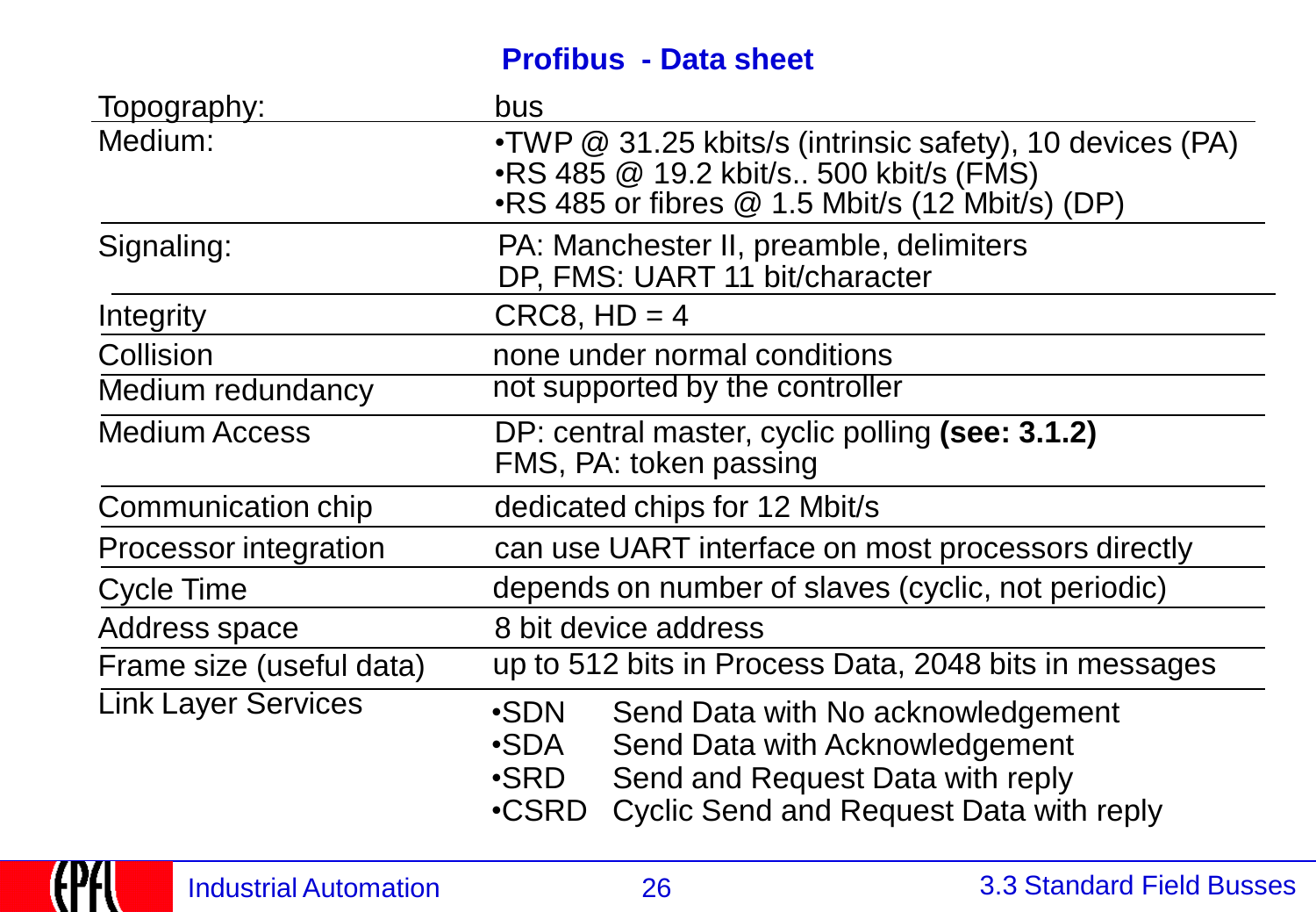## Profibus - Data sheet

| | |
|---|---|
| Topography: | bus |
| Medium: | •TWP @ 31.25 kbits/s (intrinsic safety), 10 devices (PA)<br>•RS 485 @ 19.2 kbit/s.. 500 kbit/s (FMS)<br>•RS 485 or fibres @ 1.5 Mbit/s (12 Mbit/s) (DP) |
| Signaling: | PA: Manchester II, preamble, delimiters<br>DP, FMS: UART 11 bit/character |
| Integrity | CRC8, HD = 4 |
| Collision | none under normal conditions |
| Medium redundancy | not supported by the controller |
| Medium Access | DP: central master, cyclic polling **(see: 3.1.2)**<br>FMS, PA: token passing |
| Communication chip | dedicated chips for 12 Mbit/s |
| Processor integration | can use UART interface on most processors directly |
| Cycle Time | depends on number of slaves (cyclic, not periodic) |
| Address space | 8 bit device address |
| Frame size (useful data) | up to 512 bits in Process Data, 2048 bits in messages |
| Link Layer Services | •SDN Send Data with No acknowledgement<br>•SDA Send Data with Acknowledgement<br>•SRD Send and Request Data with reply<br>•CSRD Cyclic Send and Request Data with reply |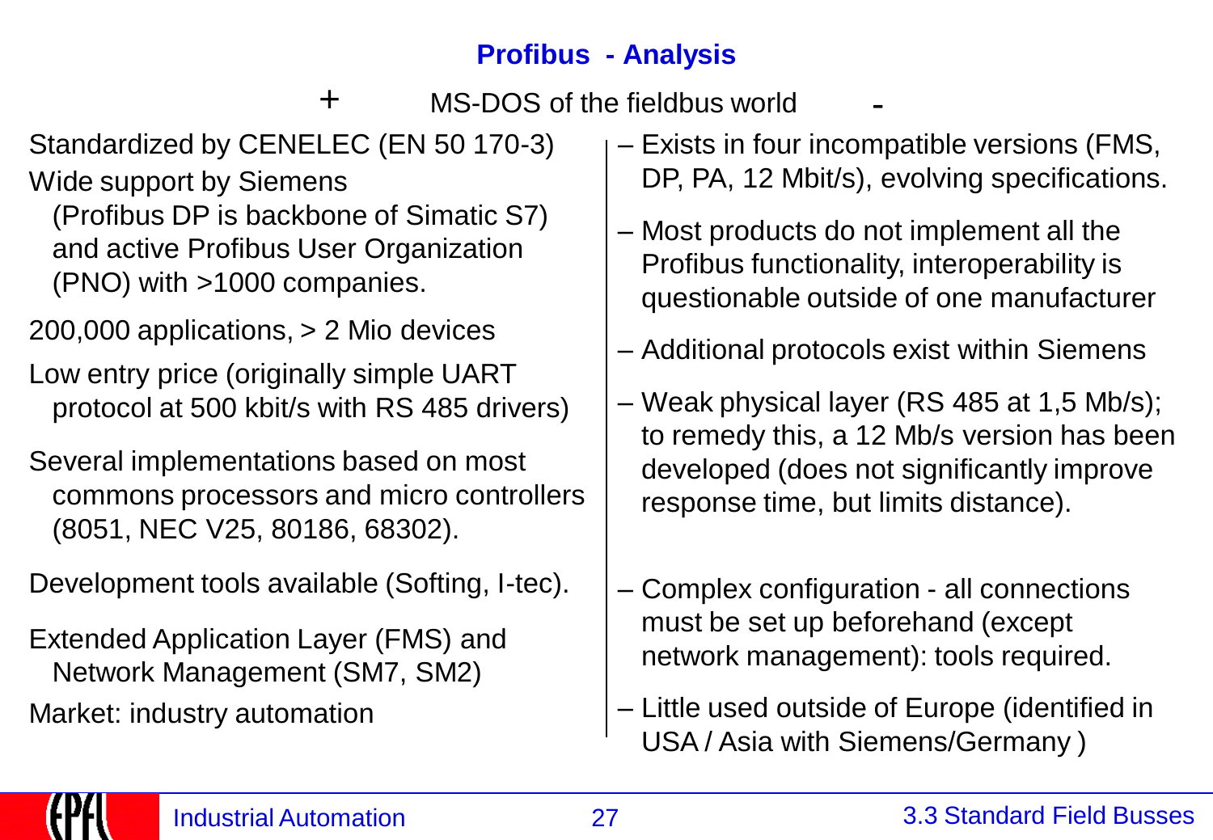## Profibus - Analysis

MS-DOS of the fieldbus world

**+**

- Standardized by CENELEC (EN 50 170-3)
- Wide support by Siemens (Profibus DP is backbone of Simatic S7) and active Profibus User Organization (PNO) with >1000 companies.
- 200,000 applications, > 2 Mio devices
- Low entry price (originally simple UART protocol at 500 kbit/s with RS 485 drivers)
- Several implementations based on most commons processors and micro controllers (8051, NEC V25, 80186, 68302).
- Development tools available (Softing, I-tec).
- Extended Application Layer (FMS) and Network Management (SM7, SM2)
- Market: industry automation

**-**

- Exists in four incompatible versions (FMS, DP, PA, 12 Mbit/s), evolving specifications.
- Most products do not implement all the Profibus functionality, interoperability is questionable outside of one manufacturer
- Additional protocols exist within Siemens
- Weak physical layer (RS 485 at 1,5 Mb/s); to remedy this, a 12 Mb/s version has been developed (does not significantly improve response time, but limits distance).
- Complex configuration - all connections must be set up beforehand (except network management): tools required.
- Little used outside of Europe (identified in USA / Asia with Siemens/Germany )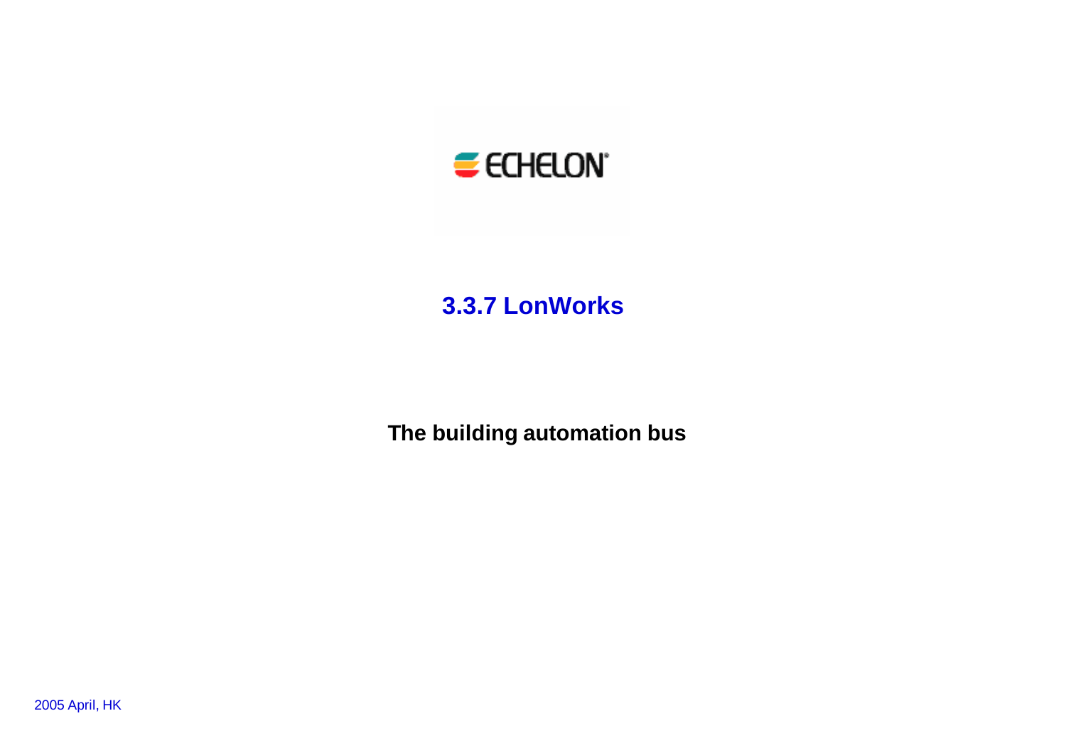ECHELON

# 3.3.7 LonWorks

**The building automation bus**

2005 April, HK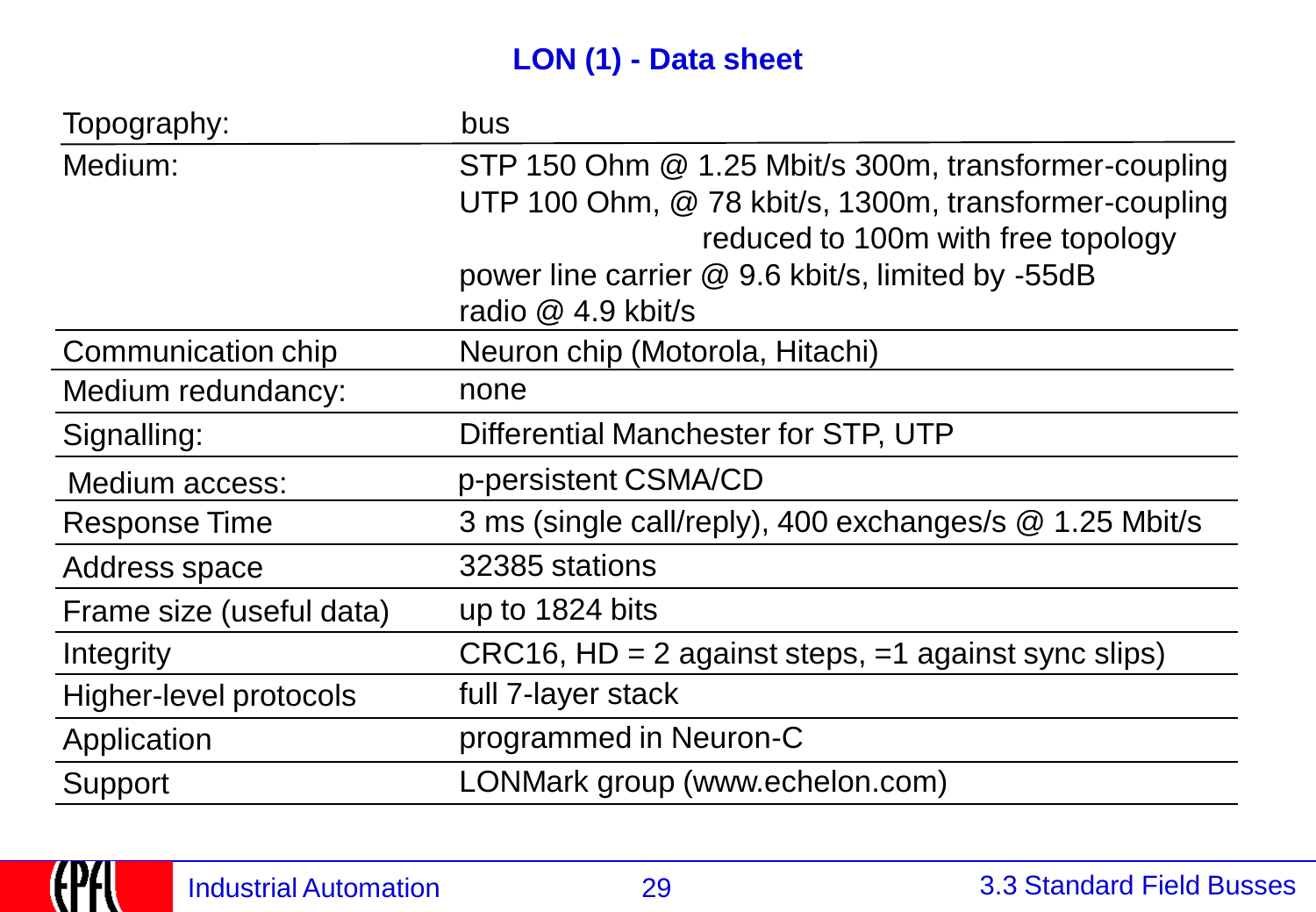# LON (1) - Data sheet

| | |
|---|---|
| Topography: | bus |
| Medium: | STP 150 Ohm @ 1.25 Mbit/s 300m, transformer-coupling<br>UTP 100 Ohm, @ 78 kbit/s, 1300m, transformer-coupling<br>reduced to 100m with free topology<br>power line carrier @ 9.6 kbit/s, limited by -55dB<br>radio @ 4.9 kbit/s |
| Communication chip | Neuron chip (Motorola, Hitachi) |
| Medium redundancy: | none |
| Signalling: | Differential Manchester for STP, UTP |
| Medium access: | p-persistent CSMA/CD |
| Response Time | 3 ms (single call/reply), 400 exchanges/s @ 1.25 Mbit/s |
| Address space | 32385 stations |
| Frame size (useful data) | up to 1824 bits |
| Integrity | CRC16, HD = 2 against steps, =1 against sync slips) |
| Higher-level protocols | full 7-layer stack |
| Application | programmed in Neuron-C |
| Support | LONMark group (www.echelon.com) |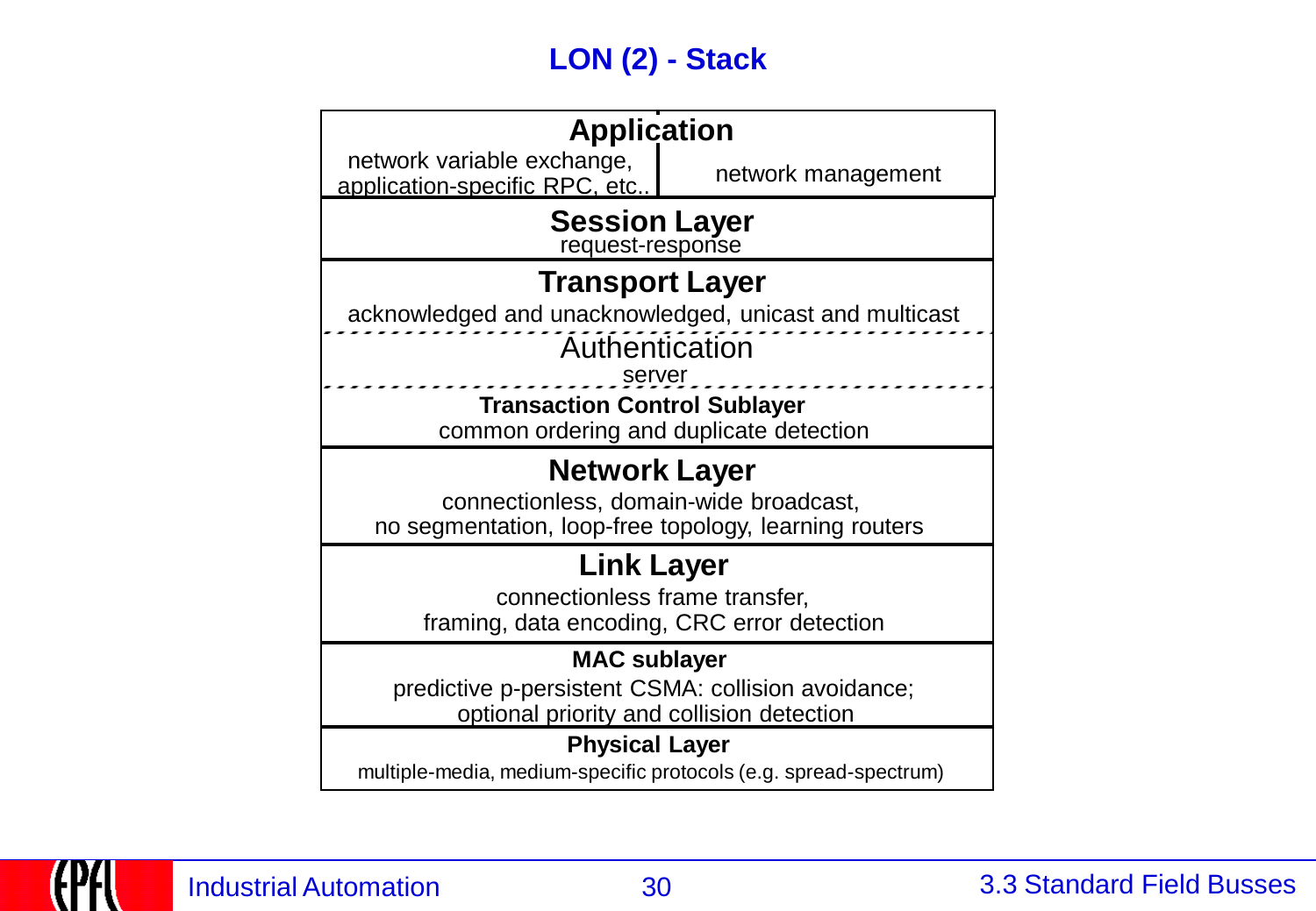# LON (2) - Stack

| Application | |
| --- | --- |
| network variable exchange, application-specific RPC, etc.. | network management |

**Session Layer**
request-response

**Transport Layer**
acknowledged and unacknowledged, unicast and multicast

Authentication
server

**Transaction Control Sublayer**
common ordering and duplicate detection

**Network Layer**
connectionless, domain-wide broadcast,
no segmentation, loop-free topology, learning routers

**Link Layer**
connectionless frame transfer,
framing, data encoding, CRC error detection

**MAC sublayer**
predictive p-persistent CSMA: collision avoidance;
optional priority and collision detection

**Physical Layer**
multiple-media, medium-specific protocols (e.g. spread-spectrum)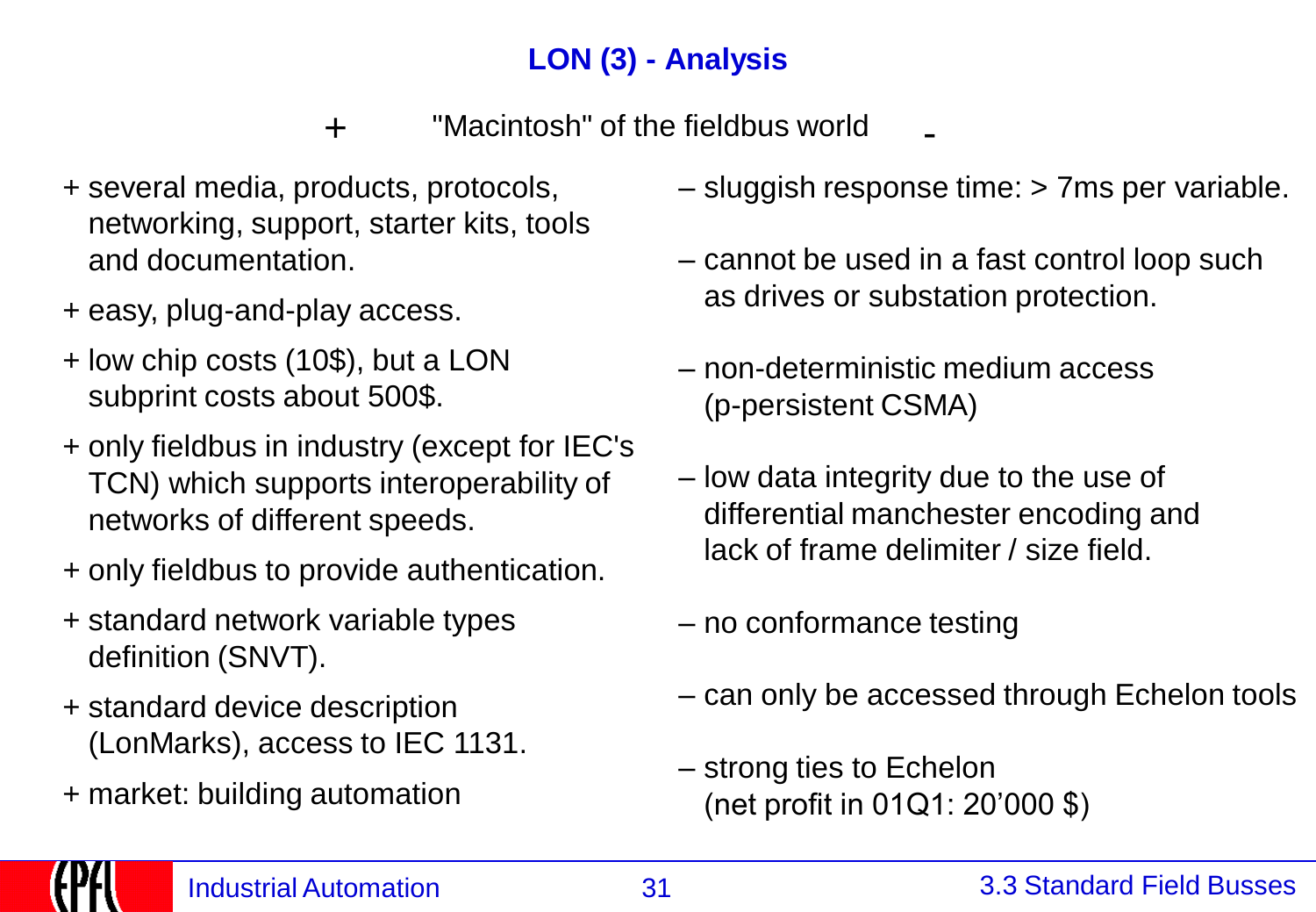# LON (3) - Analysis

+ "Macintosh" of the fieldbus world -

+ several media, products, protocols, networking, support, starter kits, tools and documentation.
+ easy, plug-and-play access.
+ low chip costs (10$), but a LON subprint costs about 500$.
+ only fieldbus in industry (except for IEC's TCN) which supports interoperability of networks of different speeds.
+ only fieldbus to provide authentication.
+ standard network variable types definition (SNVT).
+ standard device description (LonMarks), access to IEC 1131.
+ market: building automation

– sluggish response time: > 7ms per variable.

– cannot be used in a fast control loop such as drives or substation protection.

– non-deterministic medium access (p-persistent CSMA)

– low data integrity due to the use of differential manchester encoding and lack of frame delimiter / size field.

– no conformance testing

– can only be accessed through Echelon tools

– strong ties to Echelon (net profit in 01Q1: 20'000 $)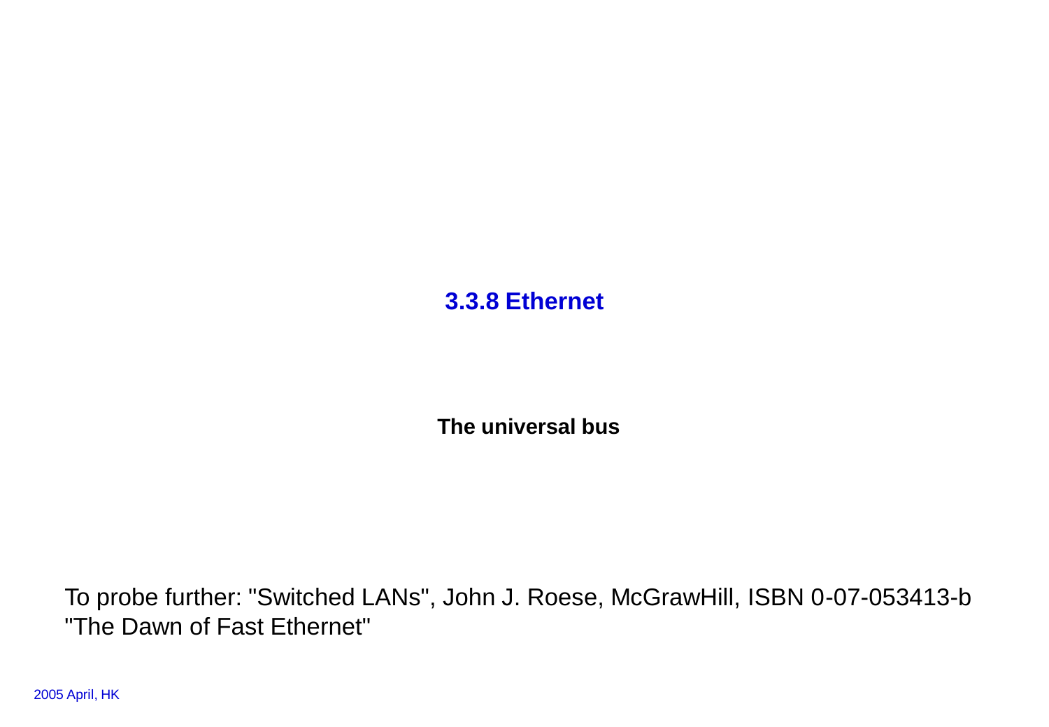### 3.3.8 Ethernet

**The universal bus**

To probe further: "Switched LANs", John J. Roese, McGrawHill, ISBN 0-07-053413-b
"The Dawn of Fast Ethernet"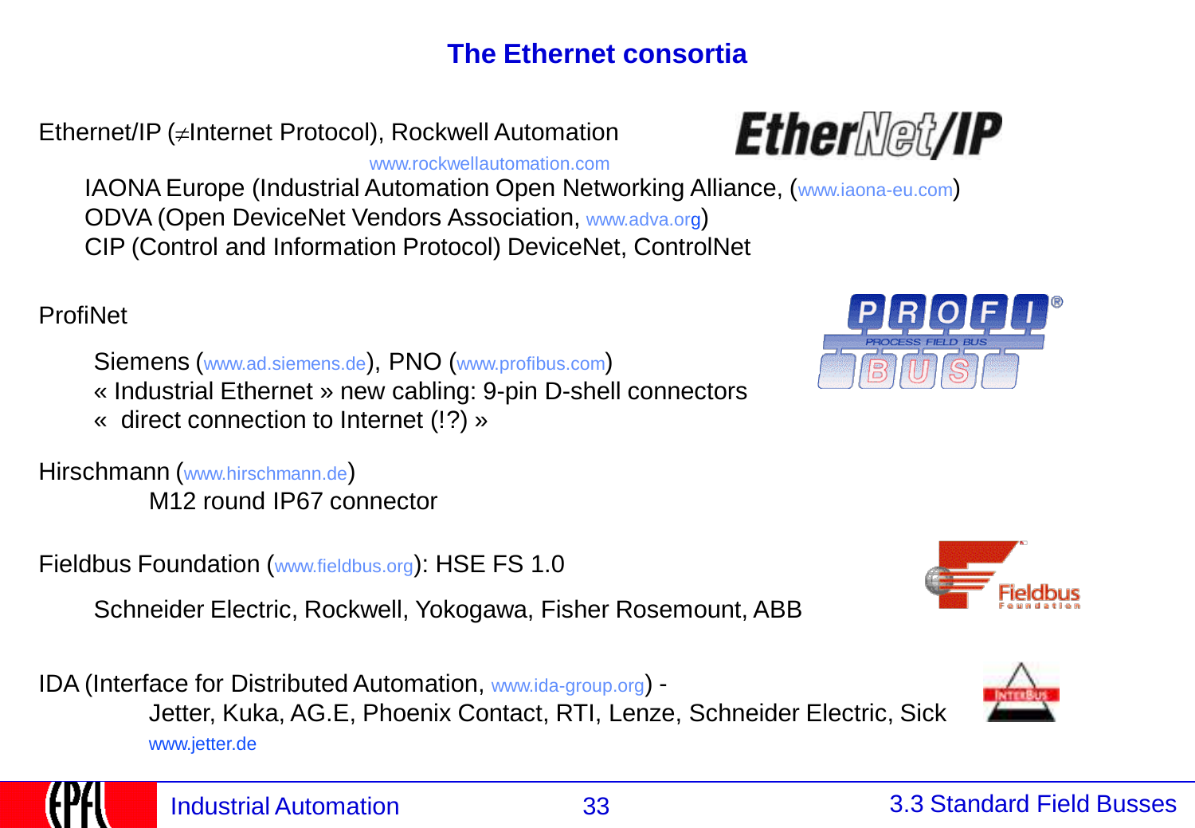# The Ethernet consortia

Ethernet/IP (≠Internet Protocol), Rockwell Automation

www.rockwellautomation.com

IAONA Europe (Industrial Automation Open Networking Alliance, (www.iaona-eu.com)
ODVA (Open DeviceNet Vendors Association, www.adva.org)
CIP (Control and Information Protocol) DeviceNet, ControlNet

ProfiNet

Siemens (www.ad.siemens.de), PNO (www.profibus.com)
« Industrial Ethernet » new cabling: 9-pin D-shell connectors
« direct connection to Internet (!?) »

Hirschmann (www.hirschmann.de)
M12 round IP67 connector

Fieldbus Foundation (www.fieldbus.org): HSE FS 1.0

Schneider Electric, Rockwell, Yokogawa, Fisher Rosemount, ABB

IDA (Interface for Distributed Automation, www.ida-group.org) -
Jetter, Kuka, AG.E, Phoenix Contact, RTI, Lenze, Schneider Electric, Sick
www.jetter.de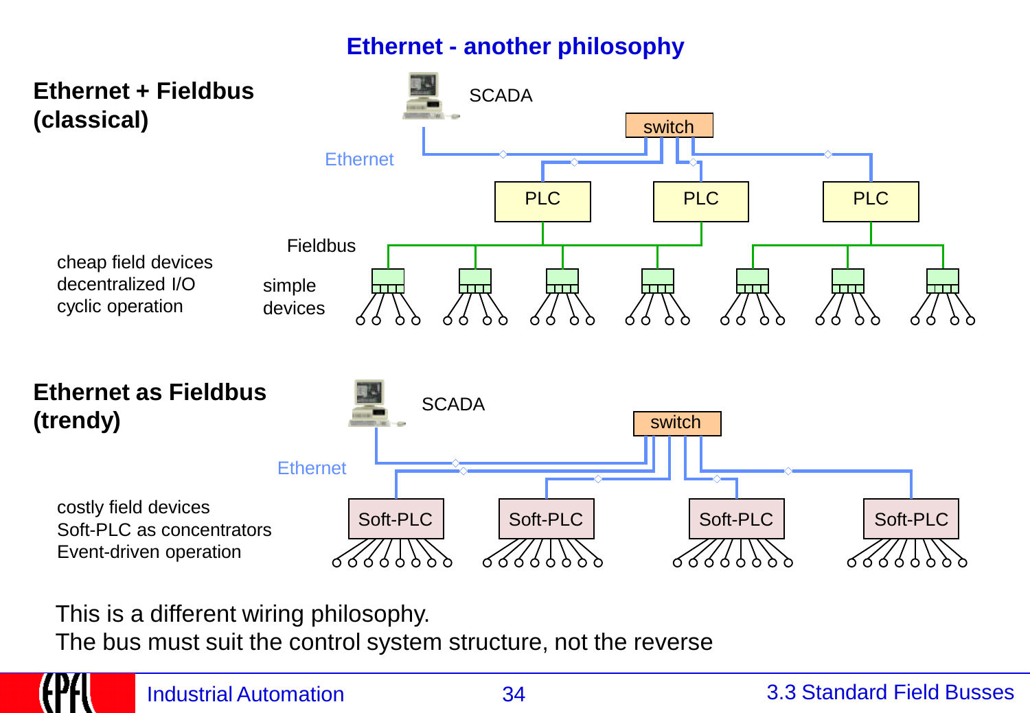# Ethernet - another philosophy

**Ethernet + Fieldbus (classical)**

SCADA

switch

Ethernet

PLC PLC PLC

Fieldbus

cheap field devices
decentralized I/O
cyclic operation

simple devices

**Ethernet as Fieldbus (trendy)**

SCADA

switch

Ethernet

costly field devices
Soft-PLC as concentrators
Event-driven operation

Soft-PLC Soft-PLC Soft-PLC Soft-PLC

This is a different wiring philosophy.
The bus must suit the control system structure, not the reverse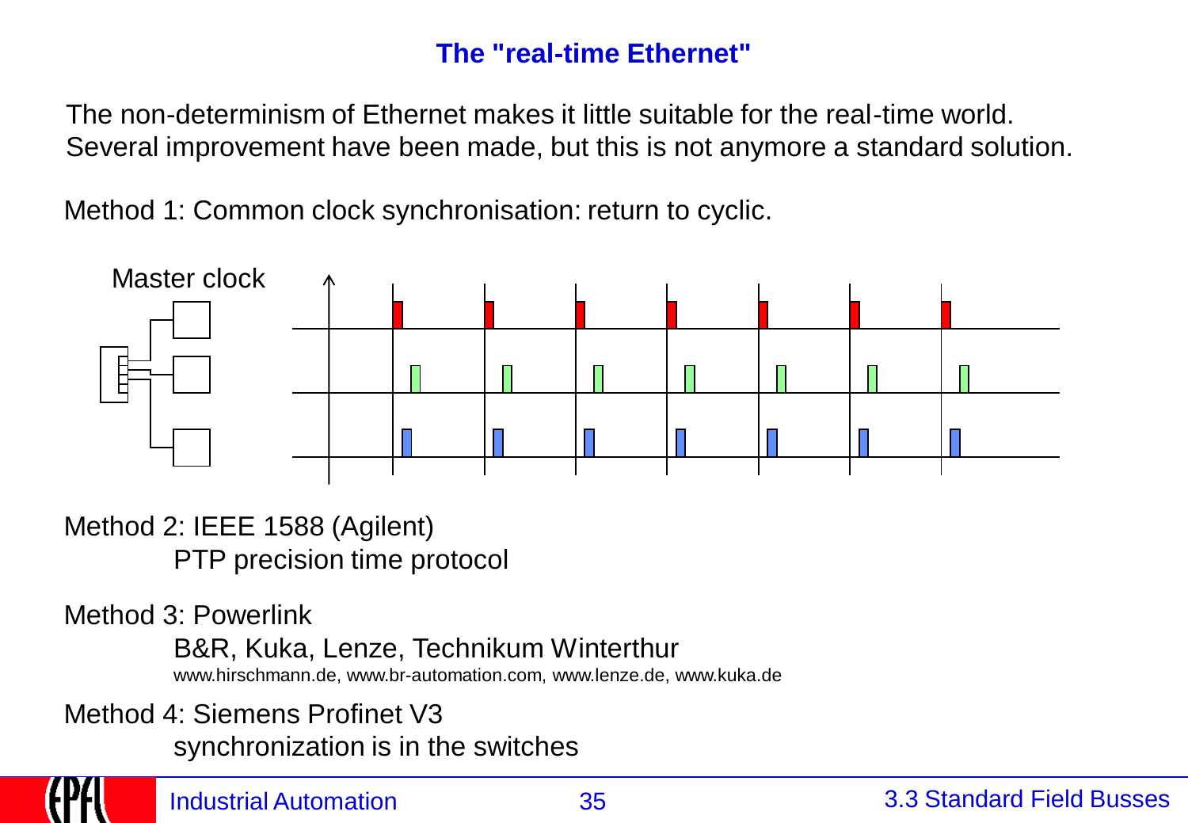# The "real-time Ethernet"

The non-determinism of Ethernet makes it little suitable for the real-time world.
Several improvement have been made, but this is not anymore a standard solution.

Method 1: Common clock synchronisation: return to cyclic.

Master clock

Method 2: IEEE 1588 (Agilent)

PTP precision time protocol

Method 3: Powerlink

B&R, Kuka, Lenze, Technikum Winterthur

www.hirschmann.de, www.br-automation.com, www.lenze.de, www.kuka.de

Method 4: Siemens Profinet V3

synchronization is in the switches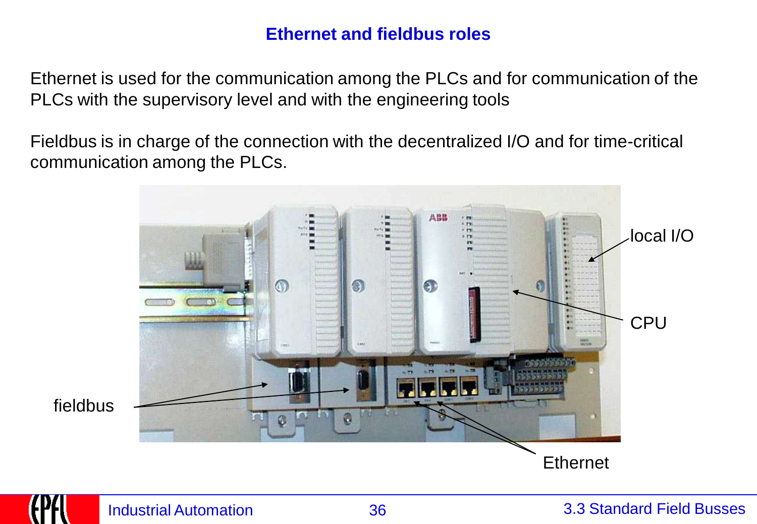# Ethernet and fieldbus roles

Ethernet is used for the communication among the PLCs and for communication of the PLCs with the supervisory level and with the engineering tools

Fieldbus is in charge of the connection with the decentralized I/O and for time-critical communication among the PLCs.

local I/O

CPU

fieldbus

Ethernet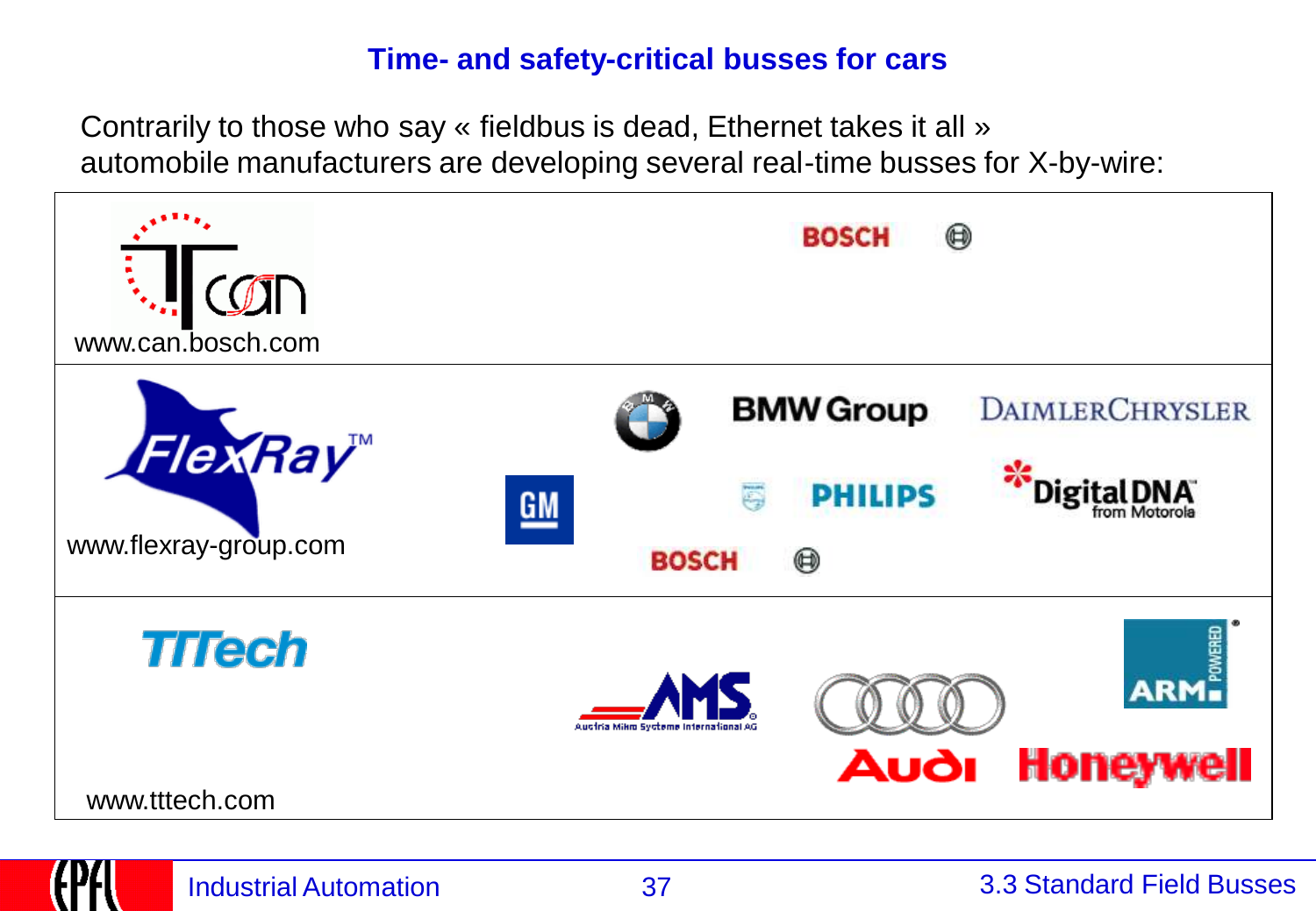# Time- and safety-critical busses for cars

Contrarily to those who say « fieldbus is dead, Ethernet takes it all » automobile manufacturers are developing several real-time busses for X-by-wire:

| Bus | Companies |
| --- | --- |
| TTCAN – www.can.bosch.com | BOSCH |
| FlexRay™ – www.flexray-group.com | BMW Group, DaimlerChrysler, GM, Philips, Digital DNA from Motorola, BOSCH |
| TTTech – www.tttech.com | AMS Austria Mikro Systeme International AG, Audi, ARM Powered, Honeywell |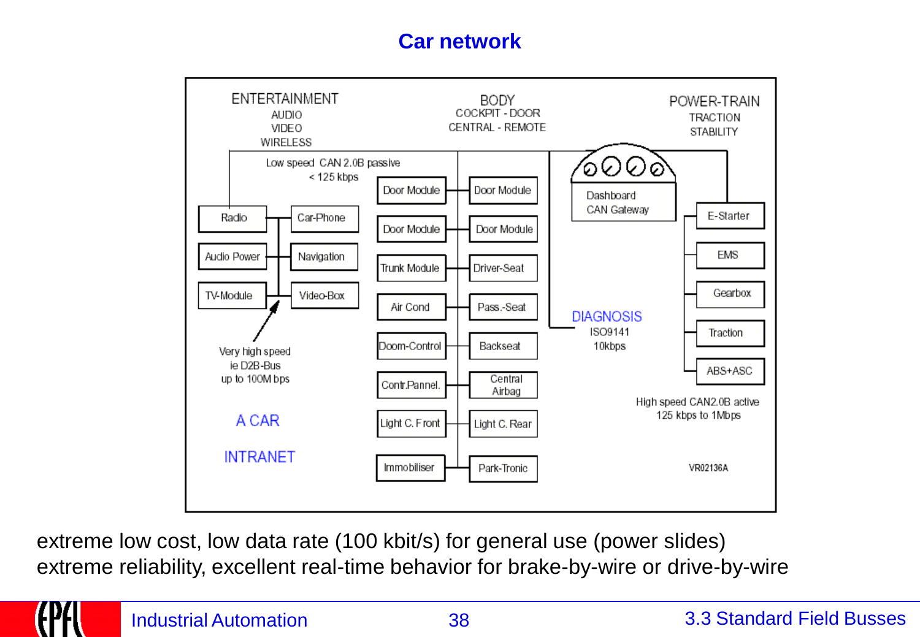# Car network

ENTERTAINMENT
AUDIO
VIDEO
WIRELESS

BODY
COCKPIT - DOOR
CENTRAL - REMOTE

POWER-TRAIN
TRACTION
STABILITY

Low speed CAN 2.0B passive
< 125 kbps

Radio | Car-Phone
Audio Power | Navigation
TV-Module | Video-Box

Very high speed
ie D2B-Bus
up to 100M bps

A CAR

INTRANET

Door Module | Door Module
Door Module | Door Module
Trunk Module | Driver-Seat
Air Cond | Pass.-Seat
Doom-Control | Backseat
Contr.Pannel. | Central Airbag
Light C. Front | Light C. Rear
Immobiliser | Park-Tronic

Dashboard
CAN Gateway

DIAGNOSIS
ISO9141
10kbps

E-Starter
EMS
Gearbox
Traction
ABS+ASC

High speed CAN2.0B active
125 kbps to 1Mbps

VR02136A

extreme low cost, low data rate (100 kbit/s) for general use (power slides)
extreme reliability, excellent real-time behavior for brake-by-wire or drive-by-wire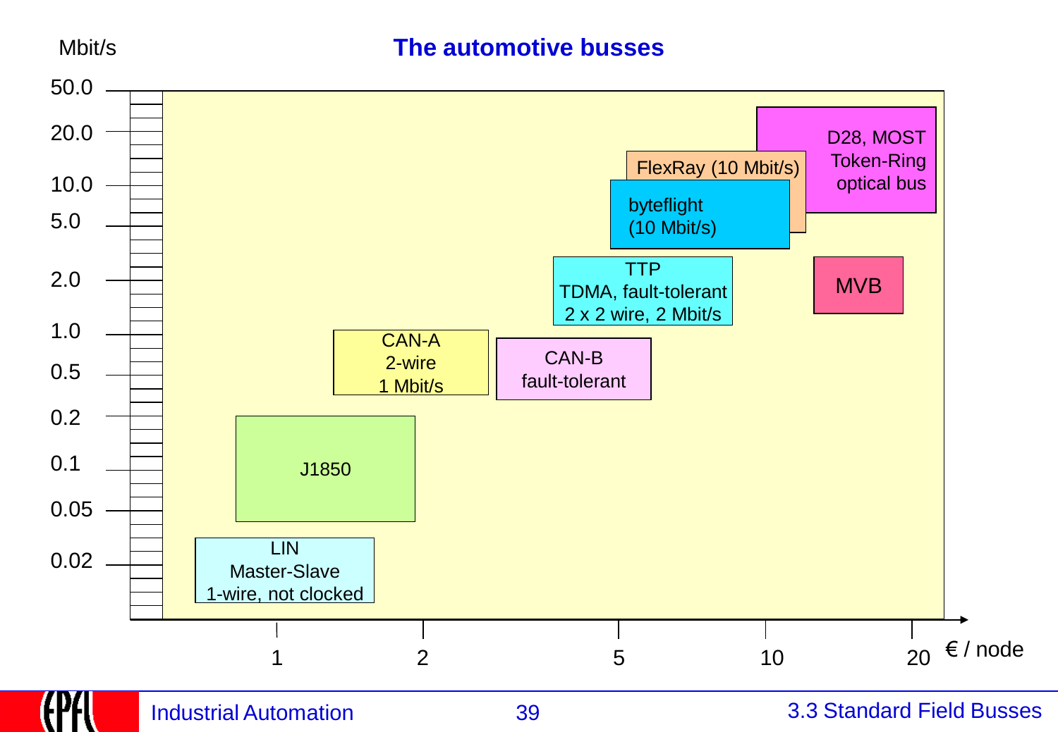# The automotive busses

Mbit/s

50.0
20.0
10.0
5.0
2.0
1.0
0.5
0.2
0.1
0.05
0.02

D28, MOST
Token-Ring
optical bus

FlexRay (10 Mbit/s)

byteflight
(10 Mbit/s)

TTP
TDMA, fault-tolerant
2 x 2 wire, 2 Mbit/s

MVB

CAN-A
2-wire
1 Mbit/s

CAN-B
fault-tolerant

J1850

LIN
Master-Slave
1-wire, not clocked

1 2 5 10 20 € / node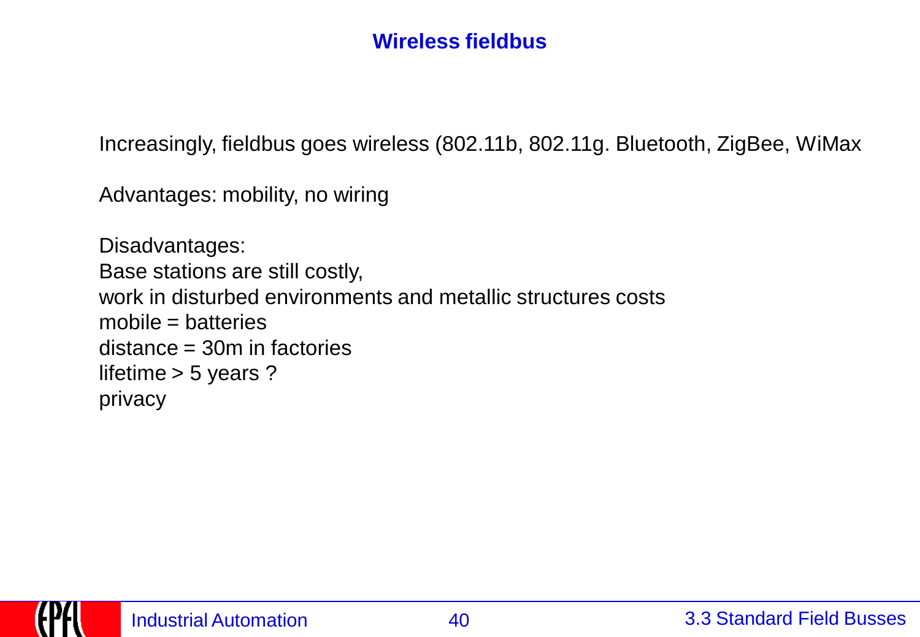# Wireless fieldbus

Increasingly, fieldbus goes wireless (802.11b, 802.11g. Bluetooth, ZigBee, WiMax

Advantages: mobility, no wiring

Disadvantages:
Base stations are still costly,
work in disturbed environments and metallic structures costs
mobile = batteries
distance = 30m in factories
lifetime > 5 years ?
privacy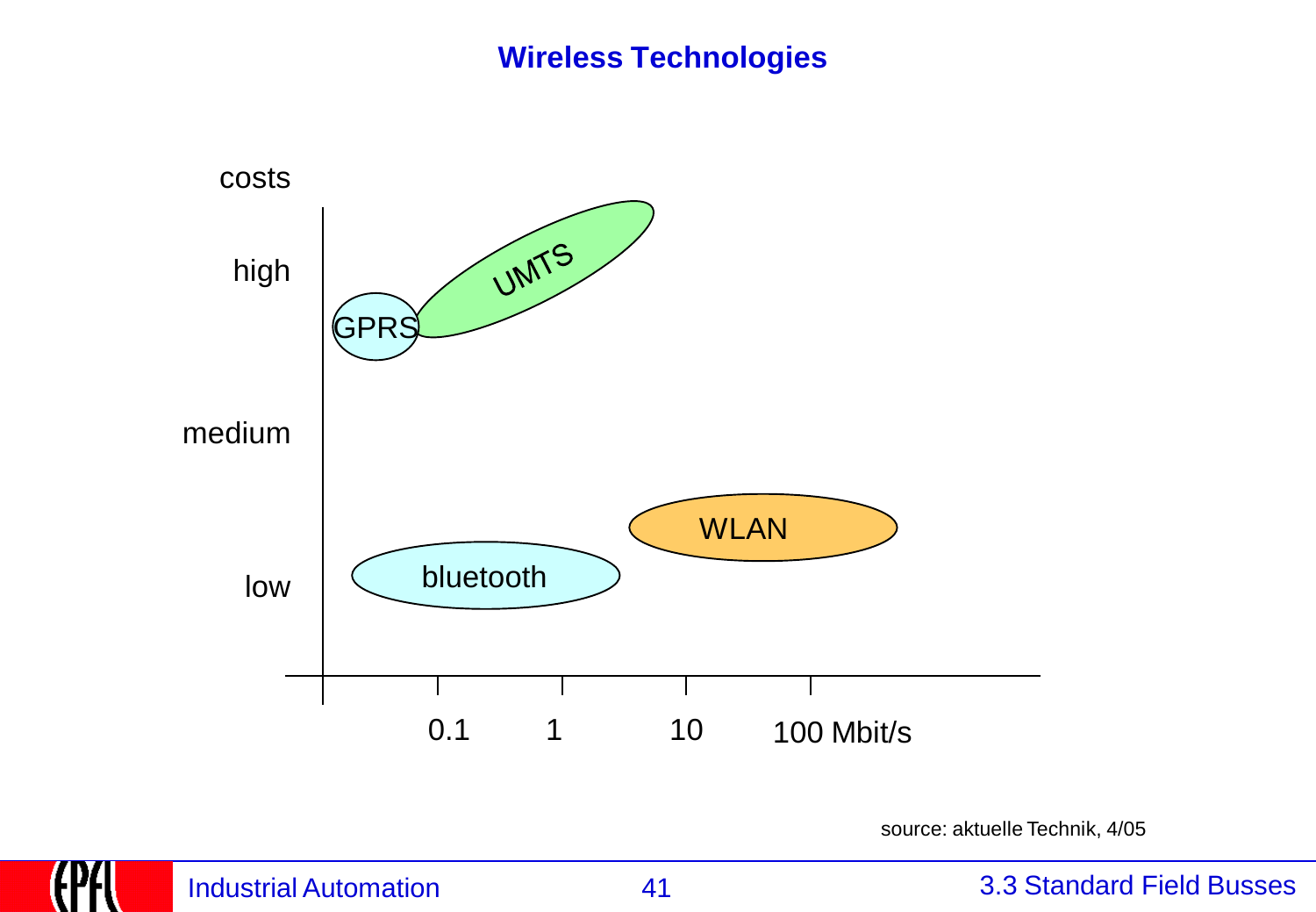## Wireless Technologies

costs

high

medium

low

GPRS

UMTS

WLAN

bluetooth

0.1 1 10 100 Mbit/s

source: aktuelle Technik, 4/05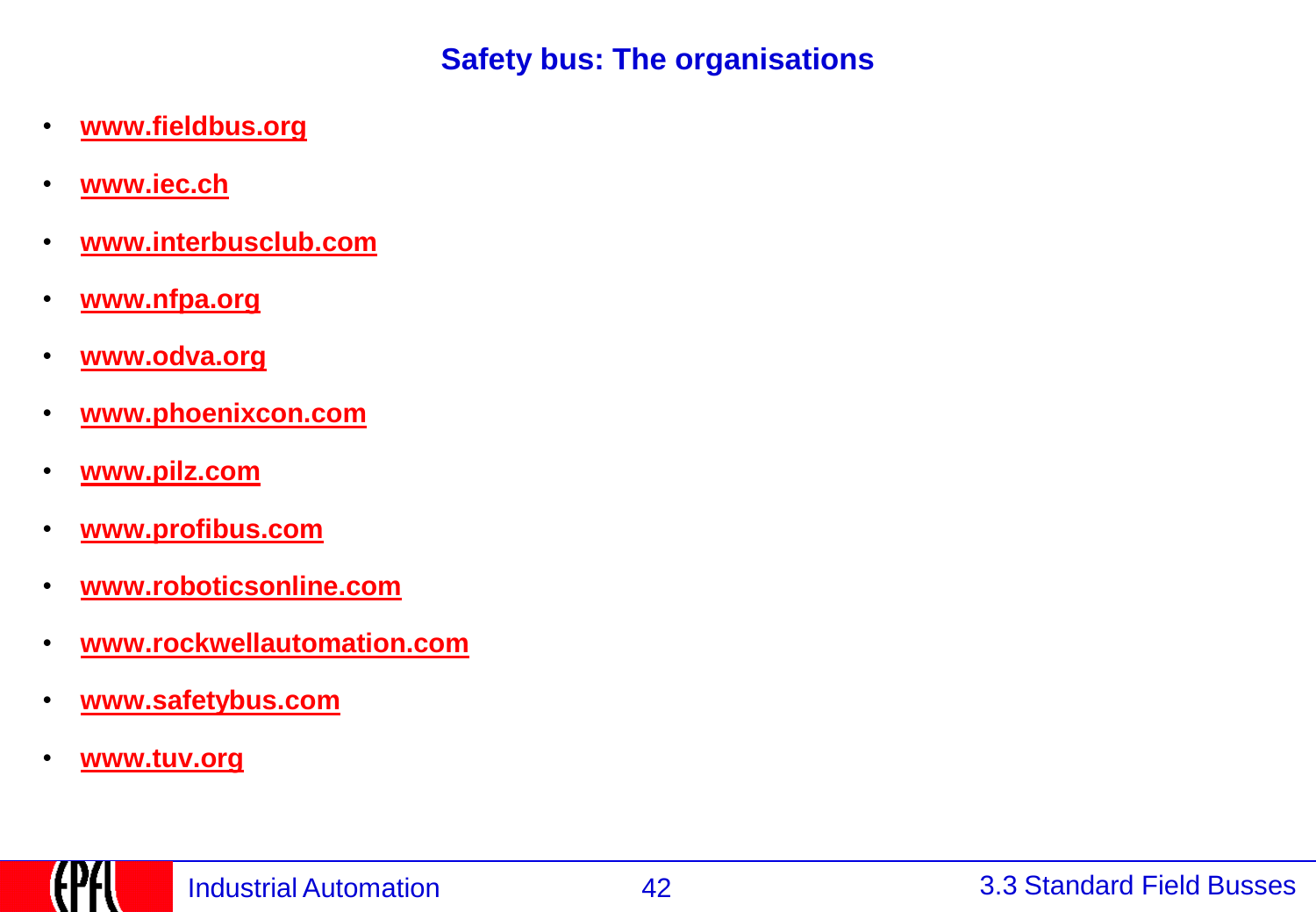# Safety bus: The organisations

- www.fieldbus.org
- www.iec.ch
- www.interbusclub.com
- www.nfpa.org
- www.odva.org
- www.phoenixcon.com
- www.pilz.com
- www.profibus.com
- www.roboticsonline.com
- www.rockwellautomation.com
- www.safetybus.com
- www.tuv.org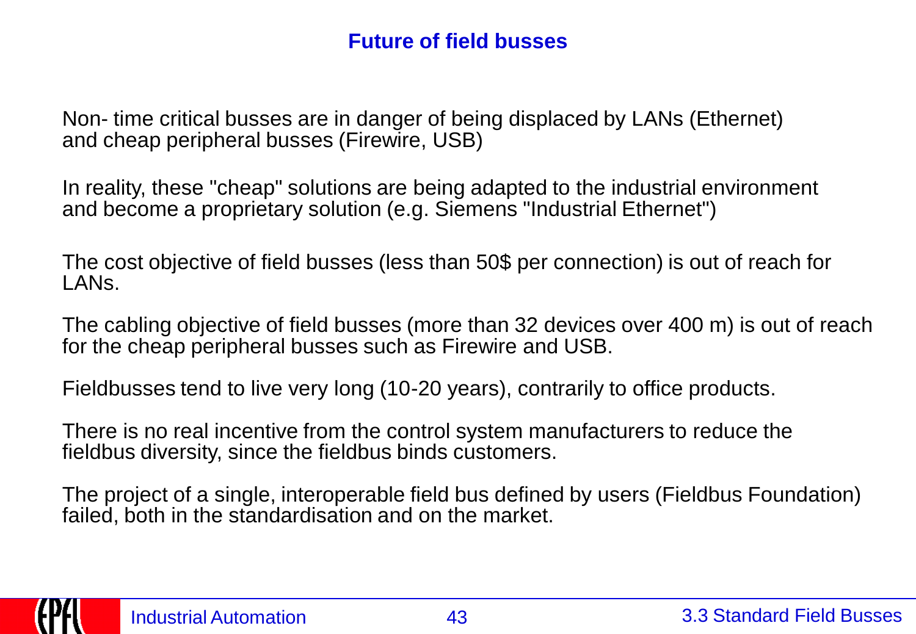# Future of field busses

Non- time critical busses are in danger of being displaced by LANs (Ethernet) and cheap peripheral busses (Firewire, USB)

In reality, these "cheap" solutions are being adapted to the industrial environment and become a proprietary solution (e.g. Siemens "Industrial Ethernet")

The cost objective of field busses (less than 50$ per connection) is out of reach for LANs.

The cabling objective of field busses (more than 32 devices over 400 m) is out of reach for the cheap peripheral busses such as Firewire and USB.

Fieldbusses tend to live very long (10-20 years), contrarily to office products.

There is no real incentive from the control system manufacturers to reduce the fieldbus diversity, since the fieldbus binds customers.

The project of a single, interoperable field bus defined by users (Fieldbus Foundation) failed, both in the standardisation and on the market.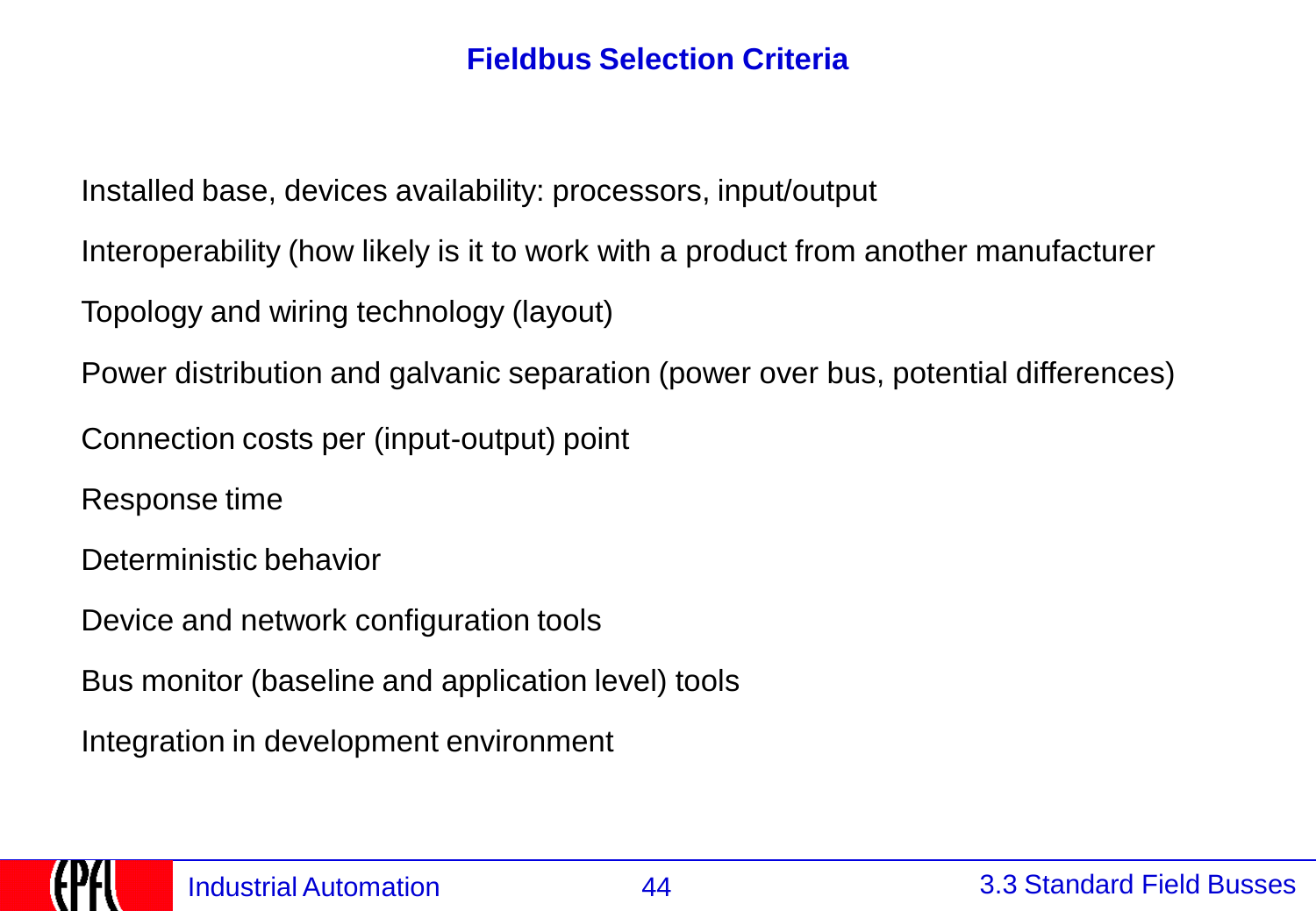# Fieldbus Selection Criteria

Installed base, devices availability: processors, input/output

Interoperability (how likely is it to work with a product from another manufacturer

Topology and wiring technology (layout)

Power distribution and galvanic separation (power over bus, potential differences)

Connection costs per (input-output) point

Response time

Deterministic behavior

Device and network configuration tools

Bus monitor (baseline and application level) tools

Integration in development environment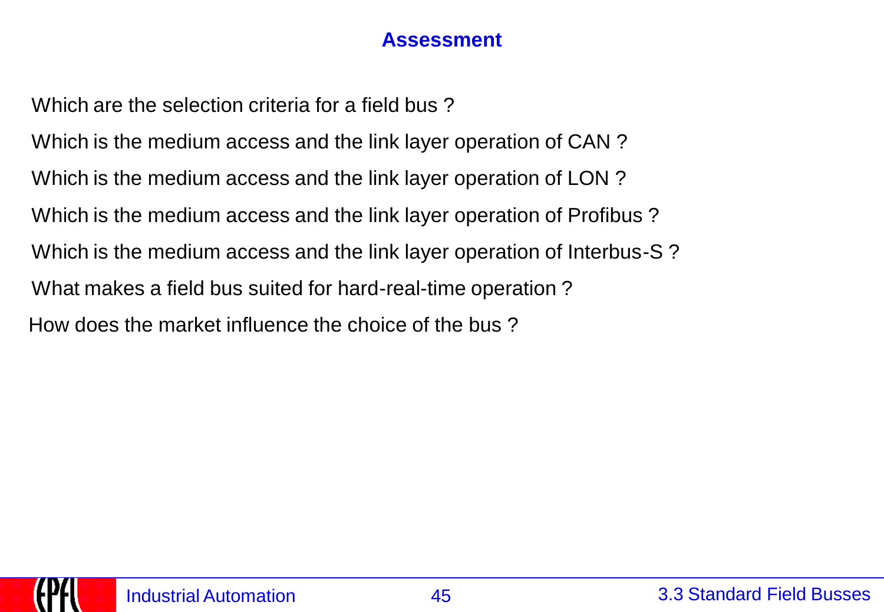# Assessment

Which are the selection criteria for a field bus ?

Which is the medium access and the link layer operation of CAN ?

Which is the medium access and the link layer operation of LON ?

Which is the medium access and the link layer operation of Profibus ?

Which is the medium access and the link layer operation of Interbus-S ?

What makes a field bus suited for hard-real-time operation ?

How does the market influence the choice of the bus ?